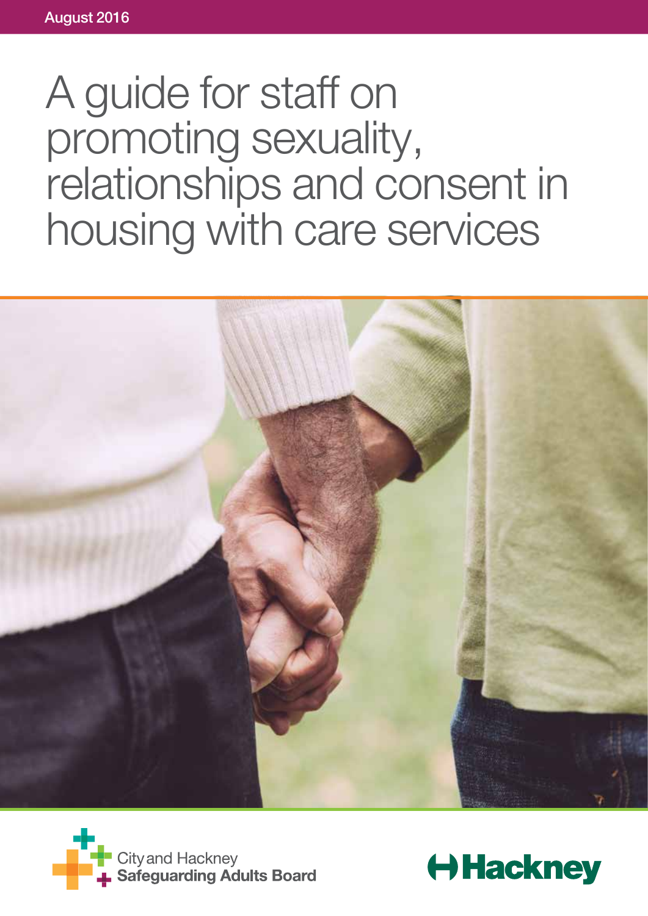August 2016

# A guide for staff on promoting sexuality, relationships and consent in housing with care services

City and Hackney
**Safeguarding Adults Board**

Hackney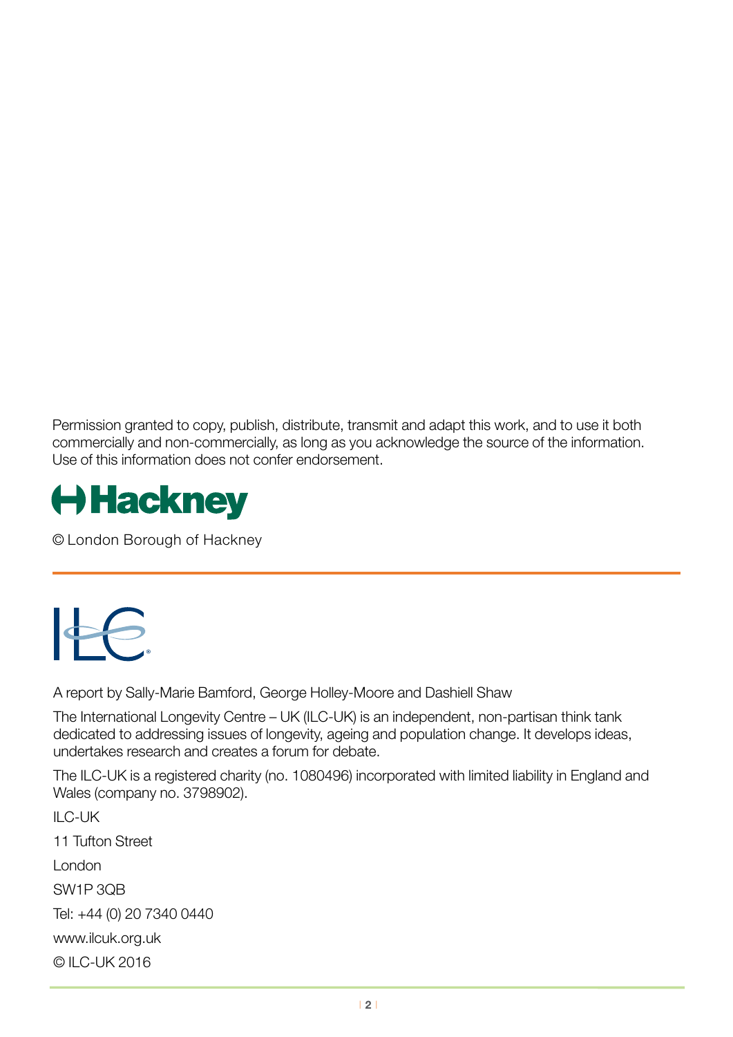Permission granted to copy, publish, distribute, transmit and adapt this work, and to use it both commercially and non-commercially, as long as you acknowledge the source of the information. Use of this information does not confer endorsement.

Hackney

© London Borough of Hackney

---

ILC

A report by Sally-Marie Bamford, George Holley-Moore and Dashiell Shaw

The International Longevity Centre – UK (ILC-UK) is an independent, non-partisan think tank dedicated to addressing issues of longevity, ageing and population change. It develops ideas, undertakes research and creates a forum for debate.

The ILC-UK is a registered charity (no. 1080496) incorporated with limited liability in England and Wales (company no. 3798902).

ILC-UK

11 Tufton Street

London

SW1P 3QB

Tel: +44 (0) 20 7340 0440

www.ilcuk.org.uk

© ILC-UK 2016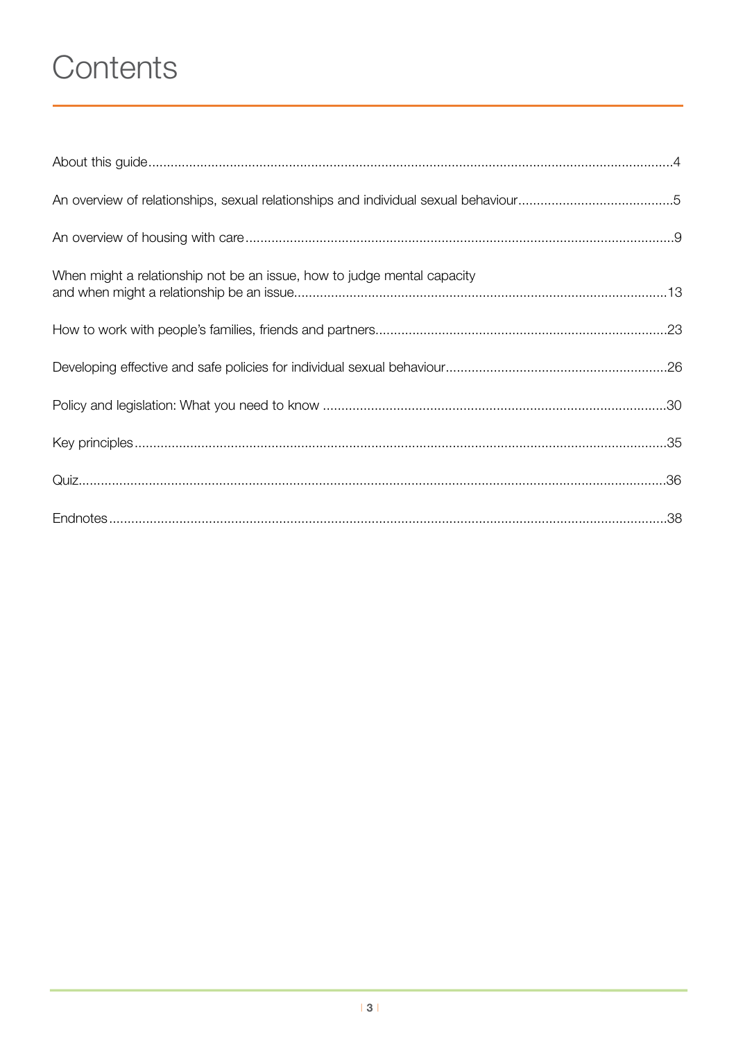# Contents

| | |
|---|---|
| About this guide | 4 |
| An overview of relationships, sexual relationships and individual sexual behaviour | 5 |
| An overview of housing with care | 9 |
| When might a relationship not be an issue, how to judge mental capacity and when might a relationship be an issue | 13 |
| How to work with people's families, friends and partners | 23 |
| Developing effective and safe policies for individual sexual behaviour | 26 |
| Policy and legislation: What you need to know | 30 |
| Key principles | 35 |
| Quiz | 36 |
| Endnotes | 38 |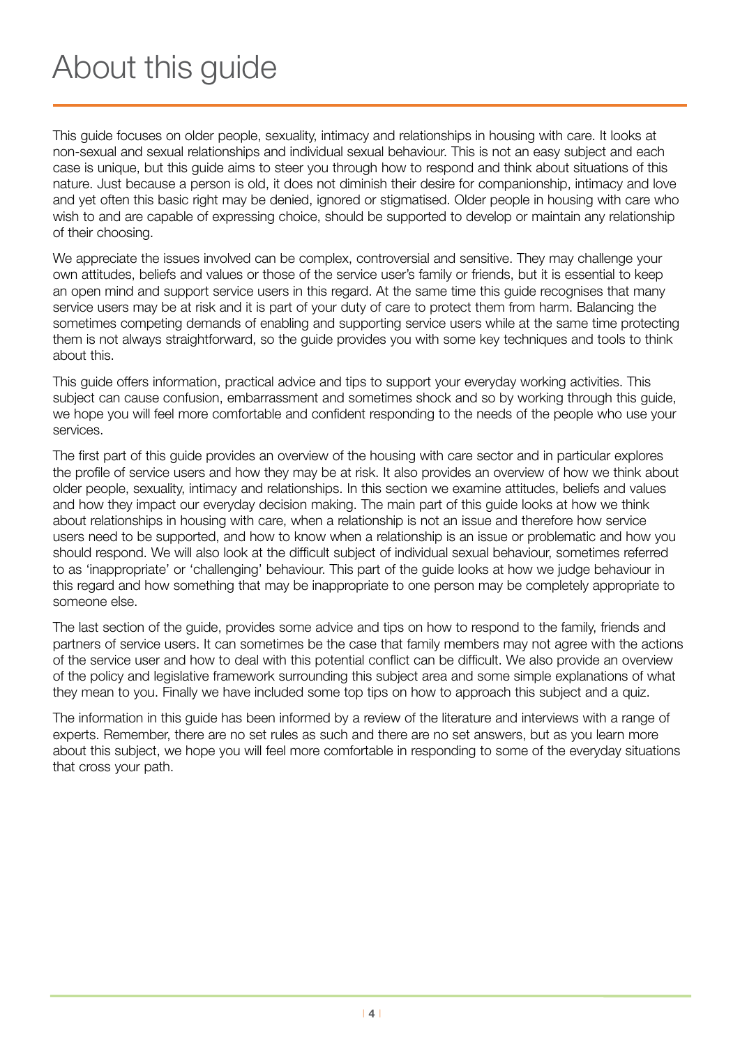# About this guide

This guide focuses on older people, sexuality, intimacy and relationships in housing with care. It looks at non-sexual and sexual relationships and individual sexual behaviour. This is not an easy subject and each case is unique, but this guide aims to steer you through how to respond and think about situations of this nature. Just because a person is old, it does not diminish their desire for companionship, intimacy and love and yet often this basic right may be denied, ignored or stigmatised. Older people in housing with care who wish to and are capable of expressing choice, should be supported to develop or maintain any relationship of their choosing.

We appreciate the issues involved can be complex, controversial and sensitive. They may challenge your own attitudes, beliefs and values or those of the service user's family or friends, but it is essential to keep an open mind and support service users in this regard. At the same time this guide recognises that many service users may be at risk and it is part of your duty of care to protect them from harm. Balancing the sometimes competing demands of enabling and supporting service users while at the same time protecting them is not always straightforward, so the guide provides you with some key techniques and tools to think about this.

This guide offers information, practical advice and tips to support your everyday working activities. This subject can cause confusion, embarrassment and sometimes shock and so by working through this guide, we hope you will feel more comfortable and confident responding to the needs of the people who use your services.

The first part of this guide provides an overview of the housing with care sector and in particular explores the profile of service users and how they may be at risk. It also provides an overview of how we think about older people, sexuality, intimacy and relationships. In this section we examine attitudes, beliefs and values and how they impact our everyday decision making. The main part of this guide looks at how we think about relationships in housing with care, when a relationship is not an issue and therefore how service users need to be supported, and how to know when a relationship is an issue or problematic and how you should respond. We will also look at the difficult subject of individual sexual behaviour, sometimes referred to as 'inappropriate' or 'challenging' behaviour. This part of the guide looks at how we judge behaviour in this regard and how something that may be inappropriate to one person may be completely appropriate to someone else.

The last section of the guide, provides some advice and tips on how to respond to the family, friends and partners of service users. It can sometimes be the case that family members may not agree with the actions of the service user and how to deal with this potential conflict can be difficult. We also provide an overview of the policy and legislative framework surrounding this subject area and some simple explanations of what they mean to you. Finally we have included some top tips on how to approach this subject and a quiz.

The information in this guide has been informed by a review of the literature and interviews with a range of experts. Remember, there are no set rules as such and there are no set answers, but as you learn more about this subject, we hope you will feel more comfortable in responding to some of the everyday situations that cross your path.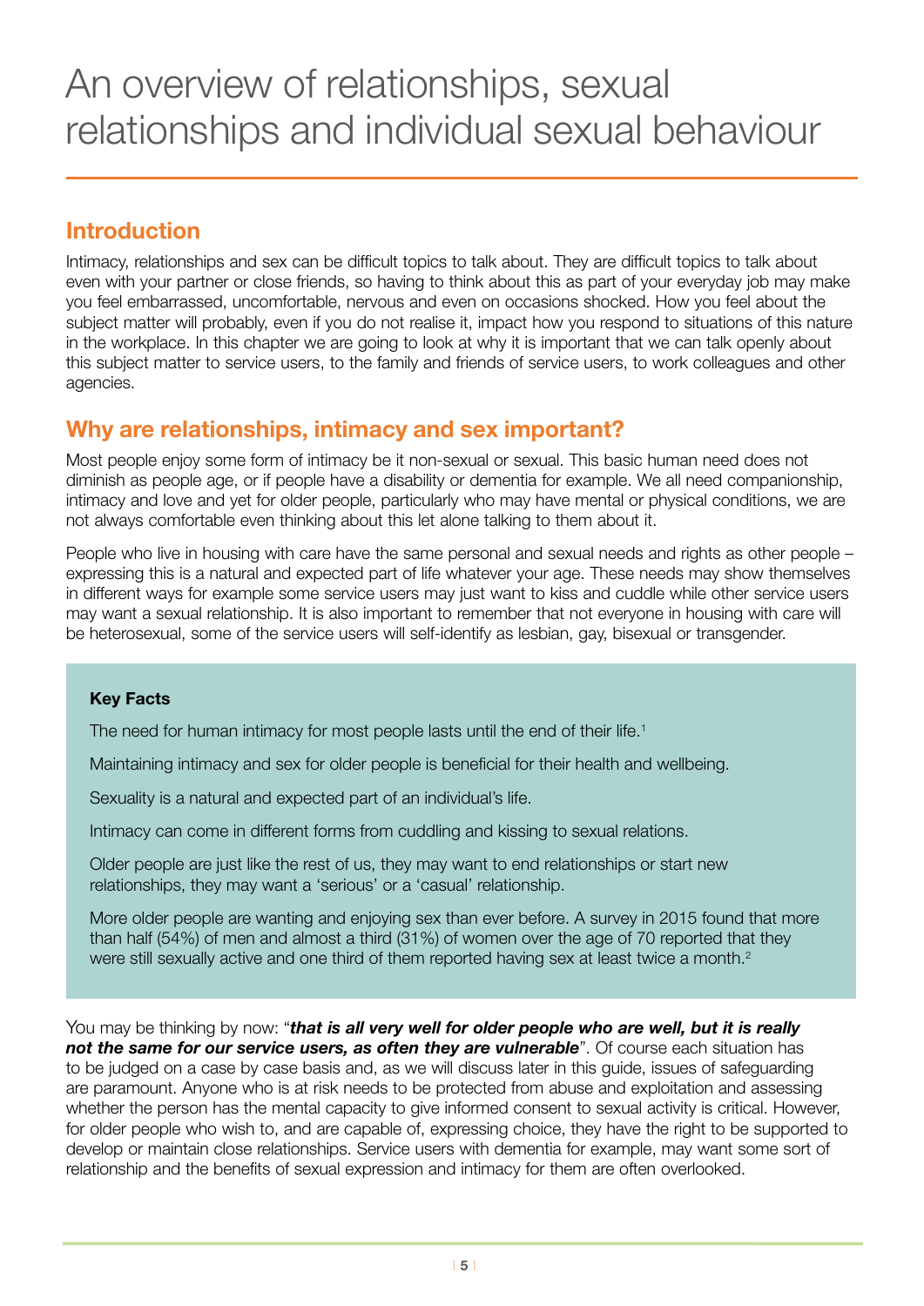# An overview of relationships, sexual relationships and individual sexual behaviour

## Introduction

Intimacy, relationships and sex can be difficult topics to talk about. They are difficult topics to talk about even with your partner or close friends, so having to think about this as part of your everyday job may make you feel embarrassed, uncomfortable, nervous and even on occasions shocked. How you feel about the subject matter will probably, even if you do not realise it, impact how you respond to situations of this nature in the workplace. In this chapter we are going to look at why it is important that we can talk openly about this subject matter to service users, to the family and friends of service users, to work colleagues and other agencies.

## Why are relationships, intimacy and sex important?

Most people enjoy some form of intimacy be it non-sexual or sexual. This basic human need does not diminish as people age, or if people have a disability or dementia for example. We all need companionship, intimacy and love and yet for older people, particularly who may have mental or physical conditions, we are not always comfortable even thinking about this let alone talking to them about it.

People who live in housing with care have the same personal and sexual needs and rights as other people – expressing this is a natural and expected part of life whatever your age. These needs may show themselves in different ways for example some service users may just want to kiss and cuddle while other service users may want a sexual relationship. It is also important to remember that not everyone in housing with care will be heterosexual, some of the service users will self-identify as lesbian, gay, bisexual or transgender.

**Key Facts**

The need for human intimacy for most people lasts until the end of their life.[1]

Maintaining intimacy and sex for older people is beneficial for their health and wellbeing.

Sexuality is a natural and expected part of an individual's life.

Intimacy can come in different forms from cuddling and kissing to sexual relations.

Older people are just like the rest of us, they may want to end relationships or start new relationships, they may want a 'serious' or a 'casual' relationship.

More older people are wanting and enjoying sex than ever before. A survey in 2015 found that more than half (54%) of men and almost a third (31%) of women over the age of 70 reported that they were still sexually active and one third of them reported having sex at least twice a month.[2]

You may be thinking by now: "***that is all very well for older people who are well, but it is really not the same for our service users, as often they are vulnerable***". Of course each situation has to be judged on a case by case basis and, as we will discuss later in this guide, issues of safeguarding are paramount. Anyone who is at risk needs to be protected from abuse and exploitation and assessing whether the person has the mental capacity to give informed consent to sexual activity is critical. However, for older people who wish to, and are capable of, expressing choice, they have the right to be supported to develop or maintain close relationships. Service users with dementia for example, may want some sort of relationship and the benefits of sexual expression and intimacy for them are often overlooked.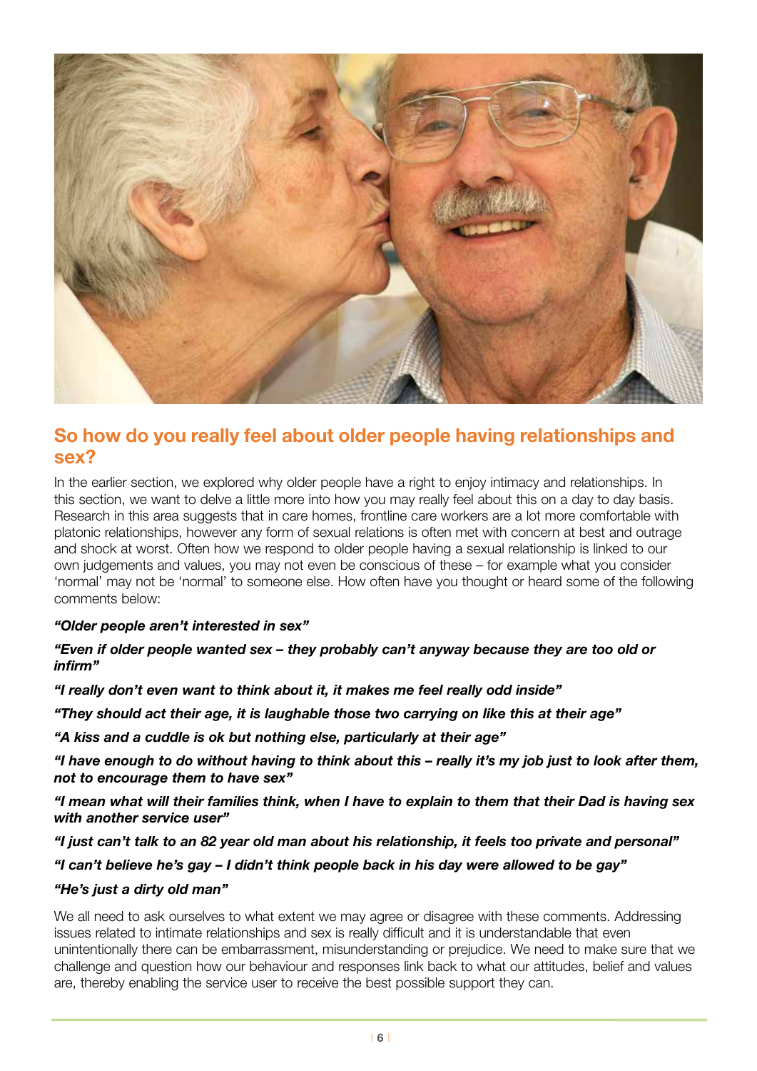## So how do you really feel about older people having relationships and sex?

In the earlier section, we explored why older people have a right to enjoy intimacy and relationships. In this section, we want to delve a little more into how you may really feel about this on a day to day basis. Research in this area suggests that in care homes, frontline care workers are a lot more comfortable with platonic relationships, however any form of sexual relations is often met with concern at best and outrage and shock at worst. Often how we respond to older people having a sexual relationship is linked to our own judgements and values, you may not even be conscious of these – for example what you consider 'normal' may not be 'normal' to someone else. How often have you thought or heard some of the following comments below:

***"Older people aren't interested in sex"***

***"Even if older people wanted sex – they probably can't anyway because they are too old or infirm"***

***"I really don't even want to think about it, it makes me feel really odd inside"***

***"They should act their age, it is laughable those two carrying on like this at their age"***

***"A kiss and a cuddle is ok but nothing else, particularly at their age"***

***"I have enough to do without having to think about this – really it's my job just to look after them, not to encourage them to have sex"***

***"I mean what will their families think, when I have to explain to them that their Dad is having sex with another service user"***

***"I just can't talk to an 82 year old man about his relationship, it feels too private and personal"***

***"I can't believe he's gay – I didn't think people back in his day were allowed to be gay"***

***"He's just a dirty old man"***

We all need to ask ourselves to what extent we may agree or disagree with these comments. Addressing issues related to intimate relationships and sex is really difficult and it is understandable that even unintentionally there can be embarrassment, misunderstanding or prejudice. We need to make sure that we challenge and question how our behaviour and responses link back to what our attitudes, belief and values are, thereby enabling the service user to receive the best possible support they can.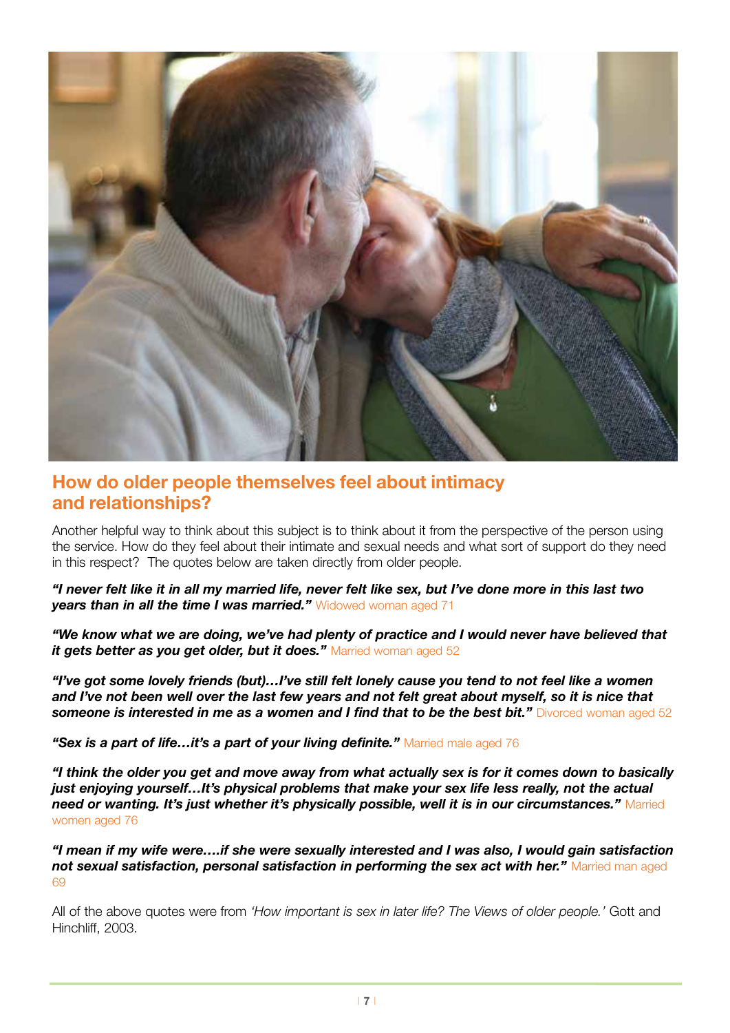## How do older people themselves feel about intimacy and relationships?

Another helpful way to think about this subject is to think about it from the perspective of the person using the service. How do they feel about their intimate and sexual needs and what sort of support do they need in this respect? The quotes below are taken directly from older people.

***"I never felt like it in all my married life, never felt like sex, but I've done more in this last two years than in all the time I was married."*** Widowed woman aged 71

***"We know what we are doing, we've had plenty of practice and I would never have believed that it gets better as you get older, but it does."*** Married woman aged 52

***"I've got some lovely friends (but)…I've still felt lonely cause you tend to not feel like a women and I've not been well over the last few years and not felt great about myself, so it is nice that someone is interested in me as a women and I find that to be the best bit."*** Divorced woman aged 52

***"Sex is a part of life…it's a part of your living definite."*** Married male aged 76

***"I think the older you get and move away from what actually sex is for it comes down to basically just enjoying yourself…It's physical problems that make your sex life less really, not the actual need or wanting. It's just whether it's physically possible, well it is in our circumstances."*** Married women aged 76

***"I mean if my wife were….if she were sexually interested and I was also, I would gain satisfaction not sexual satisfaction, personal satisfaction in performing the sex act with her."*** Married man aged 69

All of the above quotes were from *'How important is sex in later life? The Views of older people.'* Gott and Hinchliff, 2003.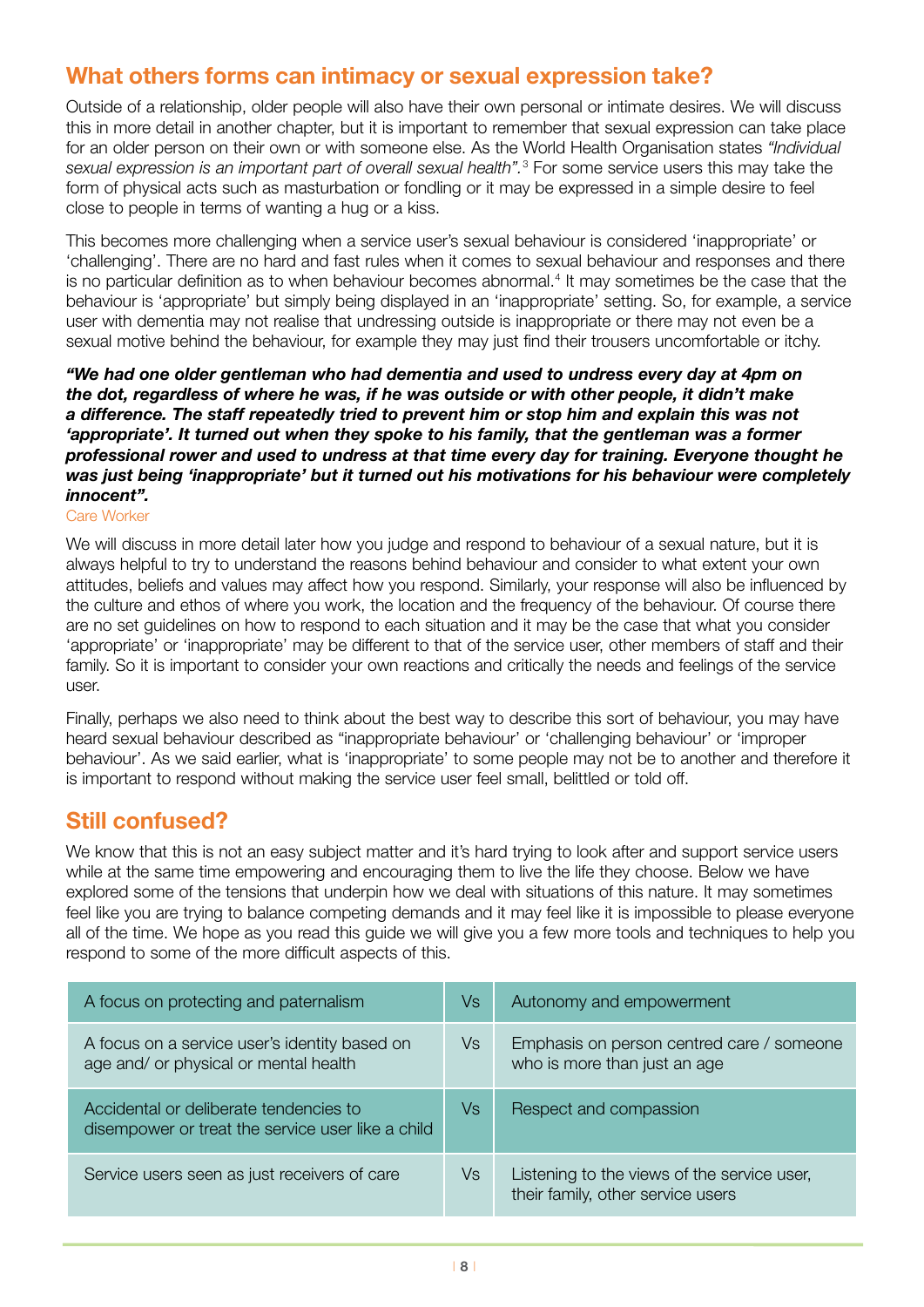## What others forms can intimacy or sexual expression take?

Outside of a relationship, older people will also have their own personal or intimate desires. We will discuss this in more detail in another chapter, but it is important to remember that sexual expression can take place for an older person on their own or with someone else. As the World Health Organisation states *"Individual sexual expression is an important part of overall sexual health".*[3] For some service users this may take the form of physical acts such as masturbation or fondling or it may be expressed in a simple desire to feel close to people in terms of wanting a hug or a kiss.

This becomes more challenging when a service user's sexual behaviour is considered 'inappropriate' or 'challenging'. There are no hard and fast rules when it comes to sexual behaviour and responses and there is no particular definition as to when behaviour becomes abnormal.[4] It may sometimes be the case that the behaviour is 'appropriate' but simply being displayed in an 'inappropriate' setting. So, for example, a service user with dementia may not realise that undressing outside is inappropriate or there may not even be a sexual motive behind the behaviour, for example they may just find their trousers uncomfortable or itchy.

***"We had one older gentleman who had dementia and used to undress every day at 4pm on the dot, regardless of where he was, if he was outside or with other people, it didn't make a difference. The staff repeatedly tried to prevent him or stop him and explain this was not 'appropriate'. It turned out when they spoke to his family, that the gentleman was a former professional rower and used to undress at that time every day for training. Everyone thought he was just being 'inappropriate' but it turned out his motivations for his behaviour were completely innocent".***

Care Worker

We will discuss in more detail later how you judge and respond to behaviour of a sexual nature, but it is always helpful to try to understand the reasons behind behaviour and consider to what extent your own attitudes, beliefs and values may affect how you respond. Similarly, your response will also be influenced by the culture and ethos of where you work, the location and the frequency of the behaviour. Of course there are no set guidelines on how to respond to each situation and it may be the case that what you consider 'appropriate' or 'inappropriate' may be different to that of the service user, other members of staff and their family. So it is important to consider your own reactions and critically the needs and feelings of the service user.

Finally, perhaps we also need to think about the best way to describe this sort of behaviour, you may have heard sexual behaviour described as "inappropriate behaviour' or 'challenging behaviour' or 'improper behaviour'. As we said earlier, what is 'inappropriate' to some people may not be to another and therefore it is important to respond without making the service user feel small, belittled or told off.

## Still confused?

We know that this is not an easy subject matter and it's hard trying to look after and support service users while at the same time empowering and encouraging them to live the life they choose. Below we have explored some of the tensions that underpin how we deal with situations of this nature. It may sometimes feel like you are trying to balance competing demands and it may feel like it is impossible to please everyone all of the time. We hope as you read this guide we will give you a few more tools and techniques to help you respond to some of the more difficult aspects of this.

| | | |
|---|---|---|
| A focus on protecting and paternalism | Vs | Autonomy and empowerment |
| A focus on a service user's identity based on age and/ or physical or mental health | Vs | Emphasis on person centred care / someone who is more than just an age |
| Accidental or deliberate tendencies to disempower or treat the service user like a child | Vs | Respect and compassion |
| Service users seen as just receivers of care | Vs | Listening to the views of the service user, their family, other service users |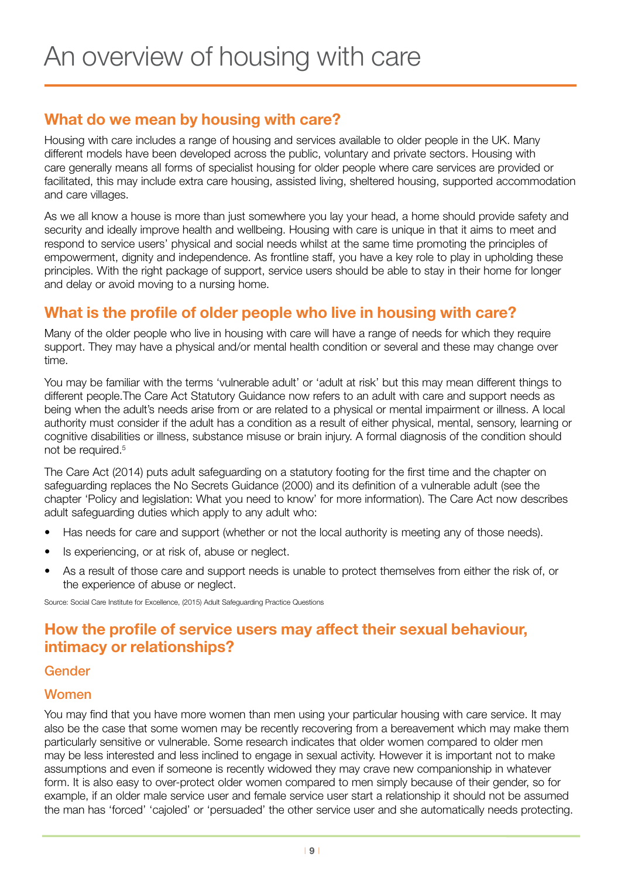# An overview of housing with care

## What do we mean by housing with care?

Housing with care includes a range of housing and services available to older people in the UK. Many different models have been developed across the public, voluntary and private sectors. Housing with care generally means all forms of specialist housing for older people where care services are provided or facilitated, this may include extra care housing, assisted living, sheltered housing, supported accommodation and care villages.

As we all know a house is more than just somewhere you lay your head, a home should provide safety and security and ideally improve health and wellbeing. Housing with care is unique in that it aims to meet and respond to service users' physical and social needs whilst at the same time promoting the principles of empowerment, dignity and independence. As frontline staff, you have a key role to play in upholding these principles. With the right package of support, service users should be able to stay in their home for longer and delay or avoid moving to a nursing home.

## What is the profile of older people who live in housing with care?

Many of the older people who live in housing with care will have a range of needs for which they require support. They may have a physical and/or mental health condition or several and these may change over time.

You may be familiar with the terms 'vulnerable adult' or 'adult at risk' but this may mean different things to different people.The Care Act Statutory Guidance now refers to an adult with care and support needs as being when the adult's needs arise from or are related to a physical or mental impairment or illness. A local authority must consider if the adult has a condition as a result of either physical, mental, sensory, learning or cognitive disabilities or illness, substance misuse or brain injury. A formal diagnosis of the condition should not be required.[5]

The Care Act (2014) puts adult safeguarding on a statutory footing for the first time and the chapter on safeguarding replaces the No Secrets Guidance (2000) and its definition of a vulnerable adult (see the chapter 'Policy and legislation: What you need to know' for more information). The Care Act now describes adult safeguarding duties which apply to any adult who:

- Has needs for care and support (whether or not the local authority is meeting any of those needs).
- Is experiencing, or at risk of, abuse or neglect.
- As a result of those care and support needs is unable to protect themselves from either the risk of, or the experience of abuse or neglect.

Source: Social Care Institute for Excellence, (2015) Adult Safeguarding Practice Questions

## How the profile of service users may affect their sexual behaviour, intimacy or relationships?

### Gender

### Women

You may find that you have more women than men using your particular housing with care service. It may also be the case that some women may be recently recovering from a bereavement which may make them particularly sensitive or vulnerable. Some research indicates that older women compared to older men may be less interested and less inclined to engage in sexual activity. However it is important not to make assumptions and even if someone is recently widowed they may crave new companionship in whatever form. It is also easy to over-protect older women compared to men simply because of their gender, so for example, if an older male service user and female service user start a relationship it should not be assumed the man has 'forced' 'cajoled' or 'persuaded' the other service user and she automatically needs protecting.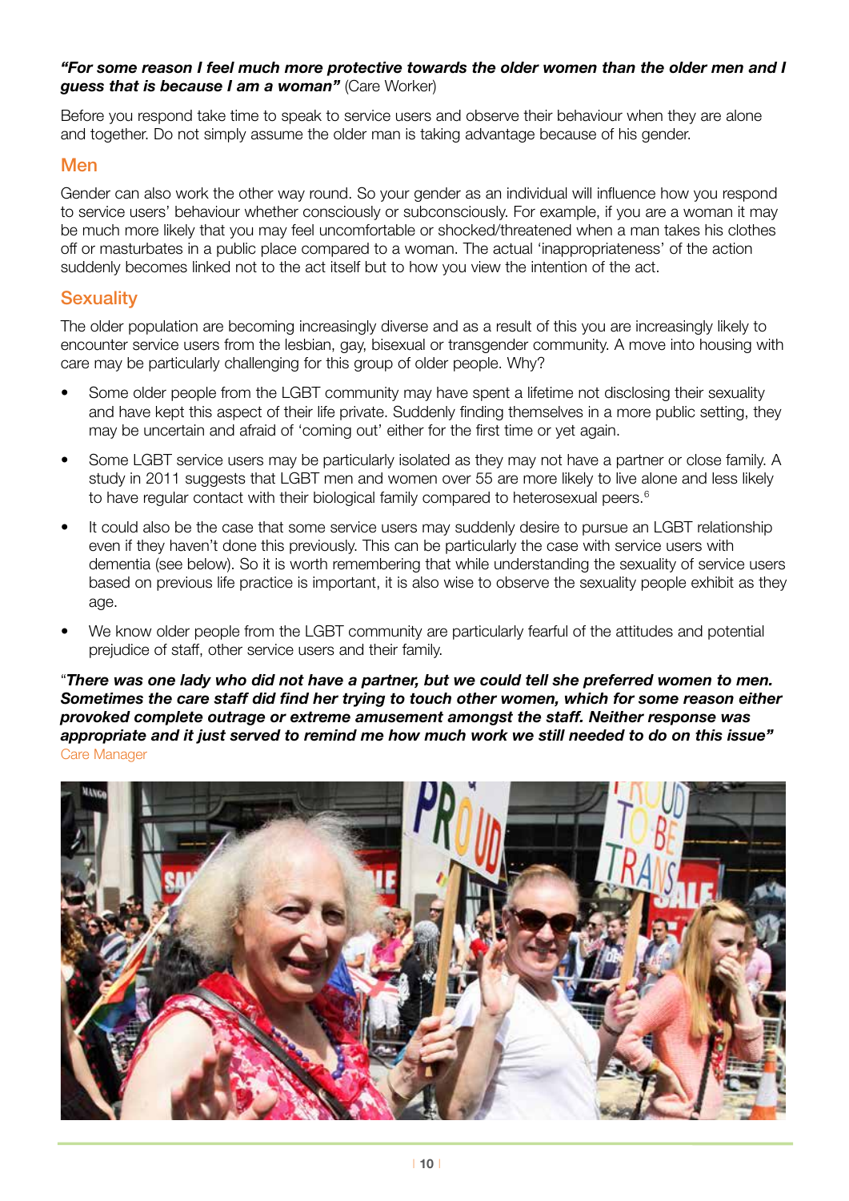***"For some reason I feel much more protective towards the older women than the older men and I guess that is because I am a woman"*** (Care Worker)

Before you respond take time to speak to service users and observe their behaviour when they are alone and together. Do not simply assume the older man is taking advantage because of his gender.

## Men

Gender can also work the other way round. So your gender as an individual will influence how you respond to service users' behaviour whether consciously or subconsciously. For example, if you are a woman it may be much more likely that you may feel uncomfortable or shocked/threatened when a man takes his clothes off or masturbates in a public place compared to a woman. The actual 'inappropriateness' of the action suddenly becomes linked not to the act itself but to how you view the intention of the act.

## Sexuality

The older population are becoming increasingly diverse and as a result of this you are increasingly likely to encounter service users from the lesbian, gay, bisexual or transgender community. A move into housing with care may be particularly challenging for this group of older people. Why?

- Some older people from the LGBT community may have spent a lifetime not disclosing their sexuality and have kept this aspect of their life private. Suddenly finding themselves in a more public setting, they may be uncertain and afraid of 'coming out' either for the first time or yet again.
- Some LGBT service users may be particularly isolated as they may not have a partner or close family. A study in 2011 suggests that LGBT men and women over 55 are more likely to live alone and less likely to have regular contact with their biological family compared to heterosexual peers.[6]
- It could also be the case that some service users may suddenly desire to pursue an LGBT relationship even if they haven't done this previously. This can be particularly the case with service users with dementia (see below). So it is worth remembering that while understanding the sexuality of service users based on previous life practice is important, it is also wise to observe the sexuality people exhibit as they age.
- We know older people from the LGBT community are particularly fearful of the attitudes and potential prejudice of staff, other service users and their family.

"***There was one lady who did not have a partner, but we could tell she preferred women to men. Sometimes the care staff did find her trying to touch other women, which for some reason either provoked complete outrage or extreme amusement amongst the staff. Neither response was appropriate and it just served to remind me how much work we still needed to do on this issue"*** Care Manager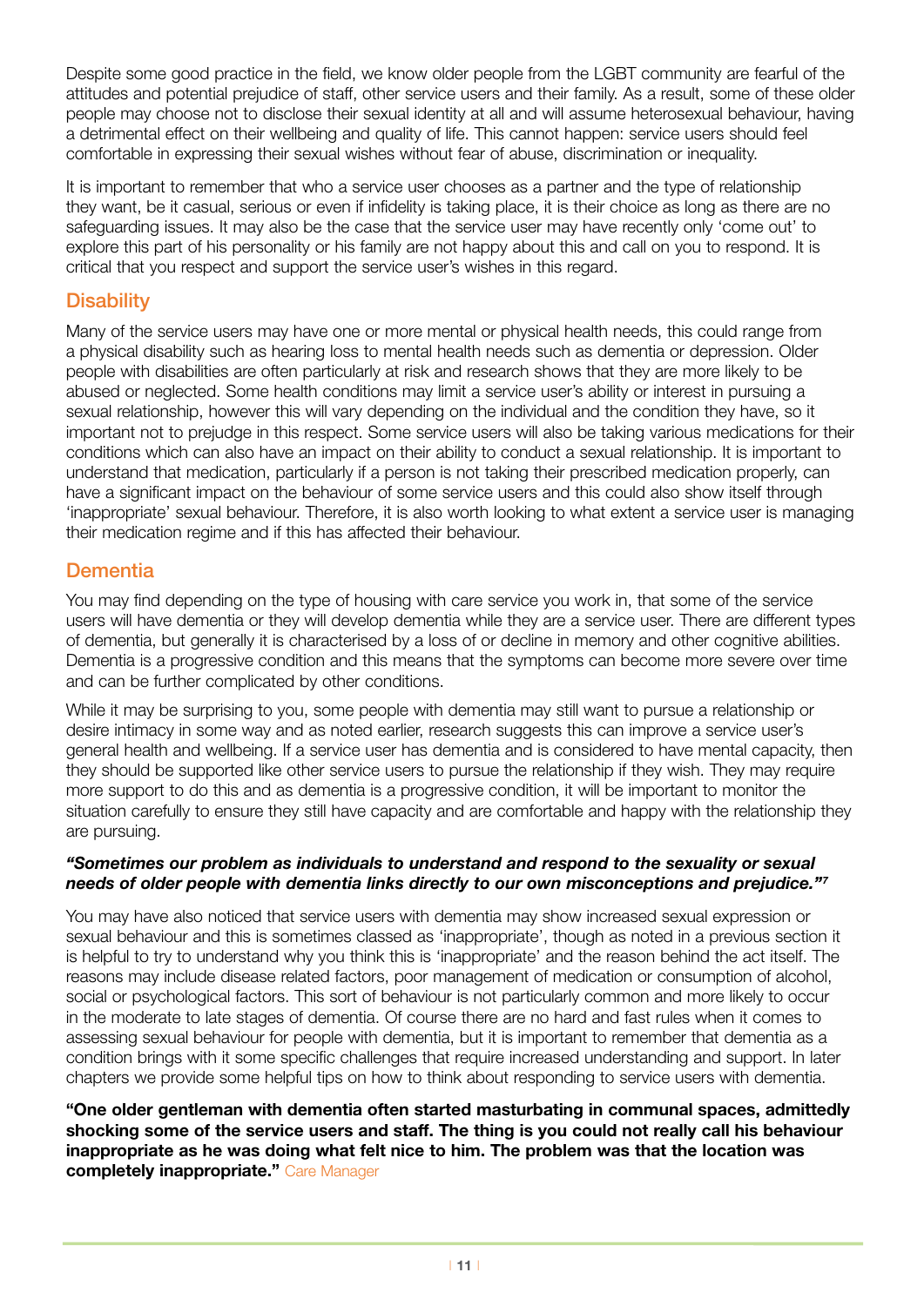Despite some good practice in the field, we know older people from the LGBT community are fearful of the attitudes and potential prejudice of staff, other service users and their family. As a result, some of these older people may choose not to disclose their sexual identity at all and will assume heterosexual behaviour, having a detrimental effect on their wellbeing and quality of life. This cannot happen: service users should feel comfortable in expressing their sexual wishes without fear of abuse, discrimination or inequality.

It is important to remember that who a service user chooses as a partner and the type of relationship they want, be it casual, serious or even if infidelity is taking place, it is their choice as long as there are no safeguarding issues. It may also be the case that the service user may have recently only 'come out' to explore this part of his personality or his family are not happy about this and call on you to respond. It is critical that you respect and support the service user's wishes in this regard.

## Disability

Many of the service users may have one or more mental or physical health needs, this could range from a physical disability such as hearing loss to mental health needs such as dementia or depression. Older people with disabilities are often particularly at risk and research shows that they are more likely to be abused or neglected. Some health conditions may limit a service user's ability or interest in pursuing a sexual relationship, however this will vary depending on the individual and the condition they have, so it important not to prejudge in this respect. Some service users will also be taking various medications for their conditions which can also have an impact on their ability to conduct a sexual relationship. It is important to understand that medication, particularly if a person is not taking their prescribed medication properly, can have a significant impact on the behaviour of some service users and this could also show itself through 'inappropriate' sexual behaviour. Therefore, it is also worth looking to what extent a service user is managing their medication regime and if this has affected their behaviour.

## Dementia

You may find depending on the type of housing with care service you work in, that some of the service users will have dementia or they will develop dementia while they are a service user. There are different types of dementia, but generally it is characterised by a loss of or decline in memory and other cognitive abilities. Dementia is a progressive condition and this means that the symptoms can become more severe over time and can be further complicated by other conditions.

While it may be surprising to you, some people with dementia may still want to pursue a relationship or desire intimacy in some way and as noted earlier, research suggests this can improve a service user's general health and wellbeing. If a service user has dementia and is considered to have mental capacity, then they should be supported like other service users to pursue the relationship if they wish. They may require more support to do this and as dementia is a progressive condition, it will be important to monitor the situation carefully to ensure they still have capacity and are comfortable and happy with the relationship they are pursuing.

***"Sometimes our problem as individuals to understand and respond to the sexuality or sexual needs of older people with dementia links directly to our own misconceptions and prejudice."***[7]

You may have also noticed that service users with dementia may show increased sexual expression or sexual behaviour and this is sometimes classed as 'inappropriate', though as noted in a previous section it is helpful to try to understand why you think this is 'inappropriate' and the reason behind the act itself. The reasons may include disease related factors, poor management of medication or consumption of alcohol, social or psychological factors. This sort of behaviour is not particularly common and more likely to occur in the moderate to late stages of dementia. Of course there are no hard and fast rules when it comes to assessing sexual behaviour for people with dementia, but it is important to remember that dementia as a condition brings with it some specific challenges that require increased understanding and support. In later chapters we provide some helpful tips on how to think about responding to service users with dementia.

**"One older gentleman with dementia often started masturbating in communal spaces, admittedly shocking some of the service users and staff. The thing is you could not really call his behaviour inappropriate as he was doing what felt nice to him. The problem was that the location was completely inappropriate."** Care Manager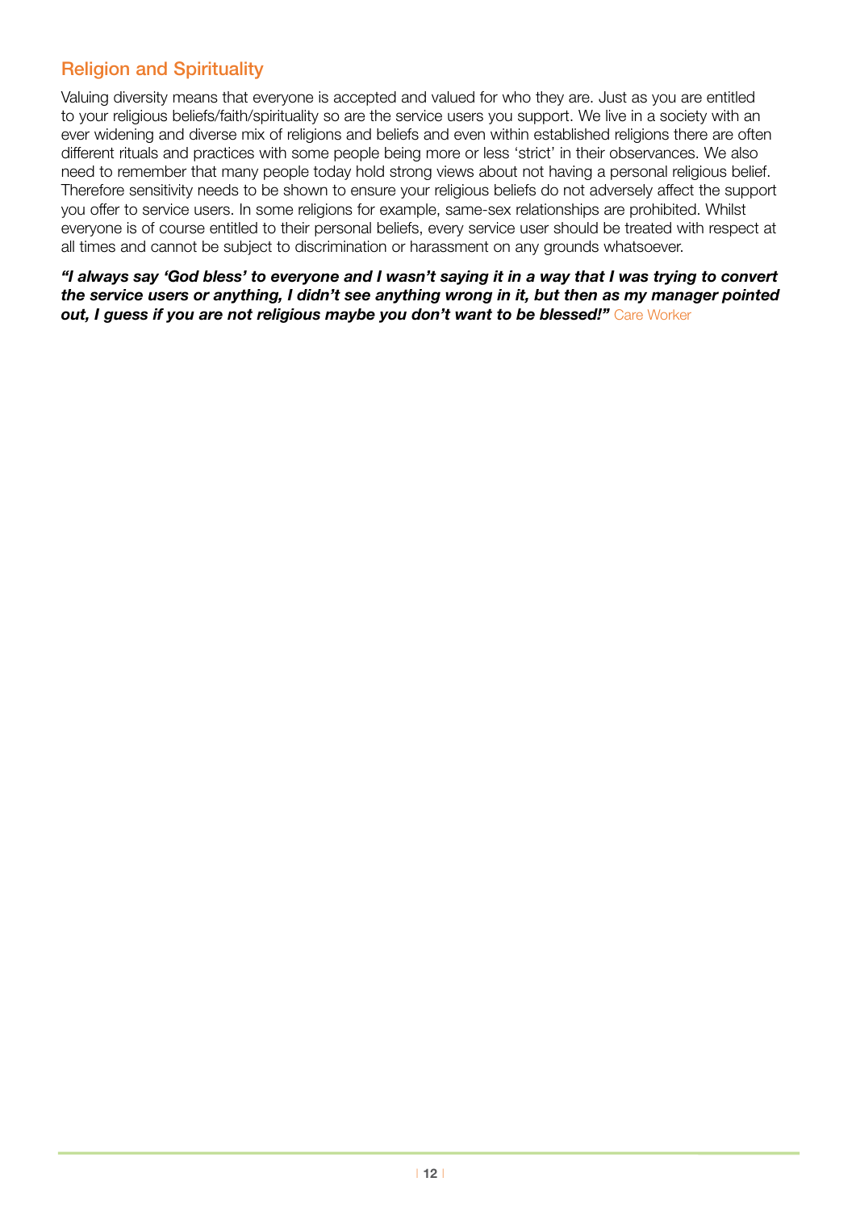## Religion and Spirituality

Valuing diversity means that everyone is accepted and valued for who they are. Just as you are entitled to your religious beliefs/faith/spirituality so are the service users you support. We live in a society with an ever widening and diverse mix of religions and beliefs and even within established religions there are often different rituals and practices with some people being more or less 'strict' in their observances. We also need to remember that many people today hold strong views about not having a personal religious belief. Therefore sensitivity needs to be shown to ensure your religious beliefs do not adversely affect the support you offer to service users. In some religions for example, same-sex relationships are prohibited. Whilst everyone is of course entitled to their personal beliefs, every service user should be treated with respect at all times and cannot be subject to discrimination or harassment on any grounds whatsoever.

***"I always say 'God bless' to everyone and I wasn't saying it in a way that I was trying to convert the service users or anything, I didn't see anything wrong in it, but then as my manager pointed out, I guess if you are not religious maybe you don't want to be blessed!"*** Care Worker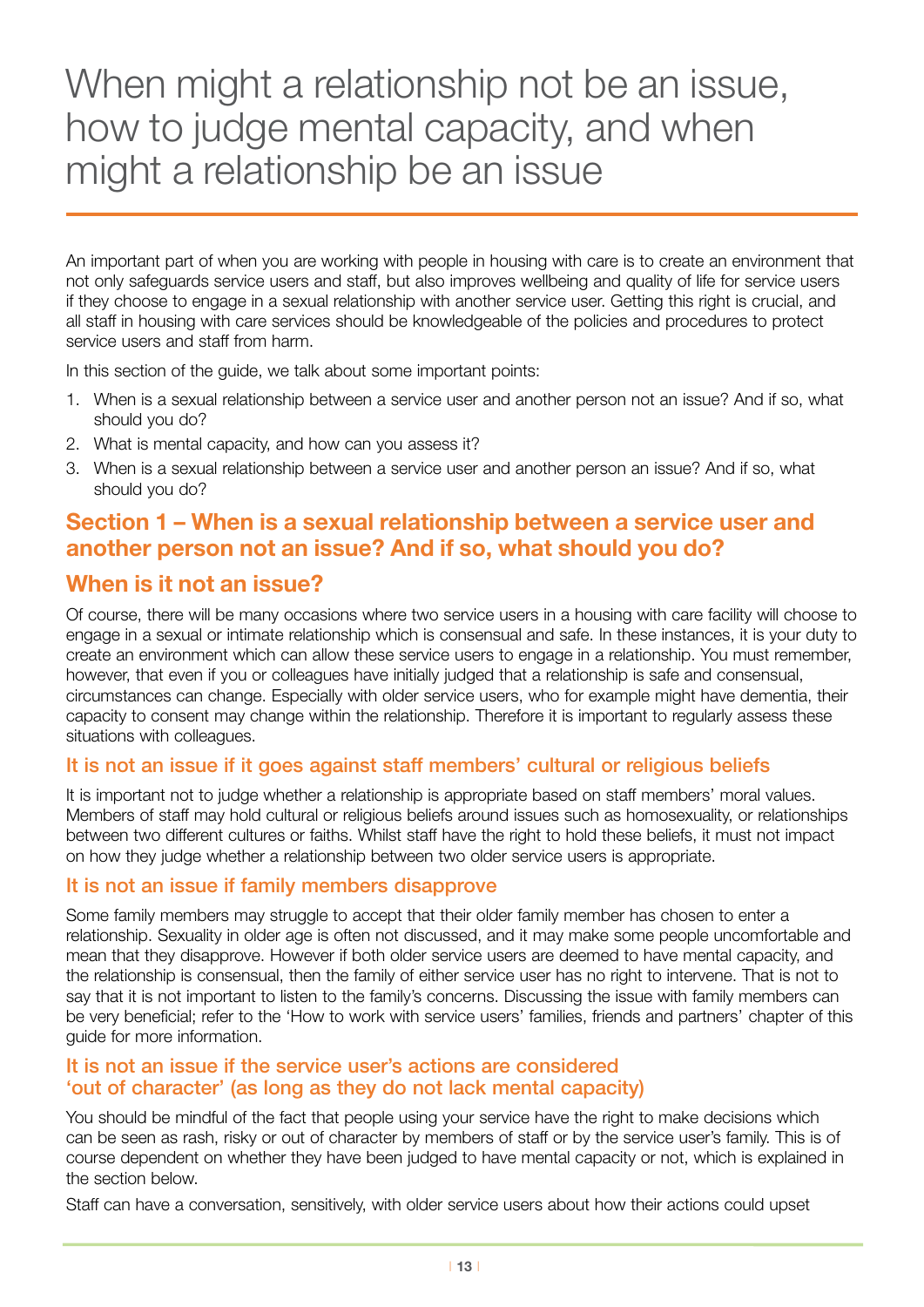# When might a relationship not be an issue, how to judge mental capacity, and when might a relationship be an issue

An important part of when you are working with people in housing with care is to create an environment that not only safeguards service users and staff, but also improves wellbeing and quality of life for service users if they choose to engage in a sexual relationship with another service user. Getting this right is crucial, and all staff in housing with care services should be knowledgeable of the policies and procedures to protect service users and staff from harm.

In this section of the guide, we talk about some important points:

1. When is a sexual relationship between a service user and another person not an issue? And if so, what should you do?
2. What is mental capacity, and how can you assess it?
3. When is a sexual relationship between a service user and another person an issue? And if so, what should you do?

## Section 1 – When is a sexual relationship between a service user and another person not an issue? And if so, what should you do?

## When is it not an issue?

Of course, there will be many occasions where two service users in a housing with care facility will choose to engage in a sexual or intimate relationship which is consensual and safe. In these instances, it is your duty to create an environment which can allow these service users to engage in a relationship. You must remember, however, that even if you or colleagues have initially judged that a relationship is safe and consensual, circumstances can change. Especially with older service users, who for example might have dementia, their capacity to consent may change within the relationship. Therefore it is important to regularly assess these situations with colleagues.

### It is not an issue if it goes against staff members' cultural or religious beliefs

It is important not to judge whether a relationship is appropriate based on staff members' moral values. Members of staff may hold cultural or religious beliefs around issues such as homosexuality, or relationships between two different cultures or faiths. Whilst staff have the right to hold these beliefs, it must not impact on how they judge whether a relationship between two older service users is appropriate.

### It is not an issue if family members disapprove

Some family members may struggle to accept that their older family member has chosen to enter a relationship. Sexuality in older age is often not discussed, and it may make some people uncomfortable and mean that they disapprove. However if both older service users are deemed to have mental capacity, and the relationship is consensual, then the family of either service user has no right to intervene. That is not to say that it is not important to listen to the family's concerns. Discussing the issue with family members can be very beneficial; refer to the 'How to work with service users' families, friends and partners' chapter of this guide for more information.

### It is not an issue if the service user's actions are considered 'out of character' (as long as they do not lack mental capacity)

You should be mindful of the fact that people using your service have the right to make decisions which can be seen as rash, risky or out of character by members of staff or by the service user's family. This is of course dependent on whether they have been judged to have mental capacity or not, which is explained in the section below.

Staff can have a conversation, sensitively, with older service users about how their actions could upset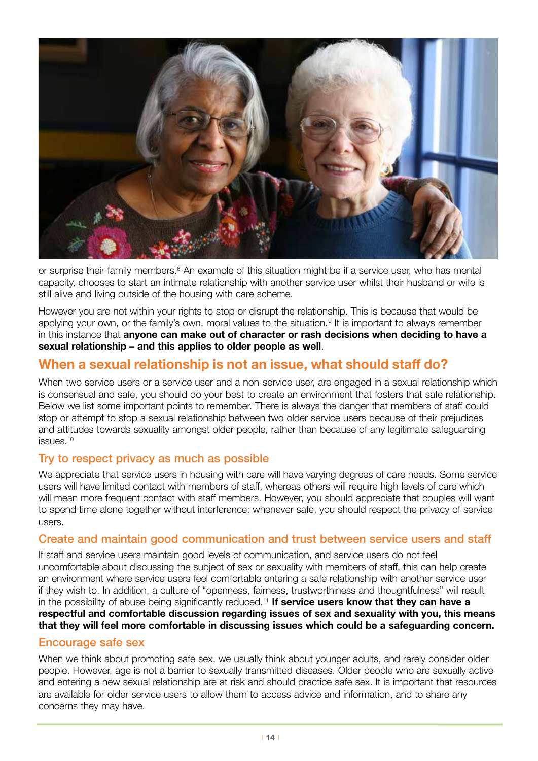or surprise their family members.[8] An example of this situation might be if a service user, who has mental capacity, chooses to start an intimate relationship with another service user whilst their husband or wife is still alive and living outside of the housing with care scheme.

However you are not within your rights to stop or disrupt the relationship. This is because that would be applying your own, or the family's own, moral values to the situation.[9] It is important to always remember in this instance that **anyone can make out of character or rash decisions when deciding to have a sexual relationship – and this applies to older people as well**.

## When a sexual relationship is not an issue, what should staff do?

When two service users or a service user and a non-service user, are engaged in a sexual relationship which is consensual and safe, you should do your best to create an environment that fosters that safe relationship. Below we list some important points to remember. There is always the danger that members of staff could stop or attempt to stop a sexual relationship between two older service users because of their prejudices and attitudes towards sexuality amongst older people, rather than because of any legitimate safeguarding issues.[10]

### Try to respect privacy as much as possible

We appreciate that service users in housing with care will have varying degrees of care needs. Some service users will have limited contact with members of staff, whereas others will require high levels of care which will mean more frequent contact with staff members. However, you should appreciate that couples will want to spend time alone together without interference; whenever safe, you should respect the privacy of service users.

### Create and maintain good communication and trust between service users and staff

If staff and service users maintain good levels of communication, and service users do not feel uncomfortable about discussing the subject of sex or sexuality with members of staff, this can help create an environment where service users feel comfortable entering a safe relationship with another service user if they wish to. In addition, a culture of "openness, fairness, trustworthiness and thoughtfulness" will result in the possibility of abuse being significantly reduced.[11] **If service users know that they can have a respectful and comfortable discussion regarding issues of sex and sexuality with you, this means that they will feel more comfortable in discussing issues which could be a safeguarding concern.**

### Encourage safe sex

When we think about promoting safe sex, we usually think about younger adults, and rarely consider older people. However, age is not a barrier to sexually transmitted diseases. Older people who are sexually active and entering a new sexual relationship are at risk and should practice safe sex. It is important that resources are available for older service users to allow them to access advice and information, and to share any concerns they may have.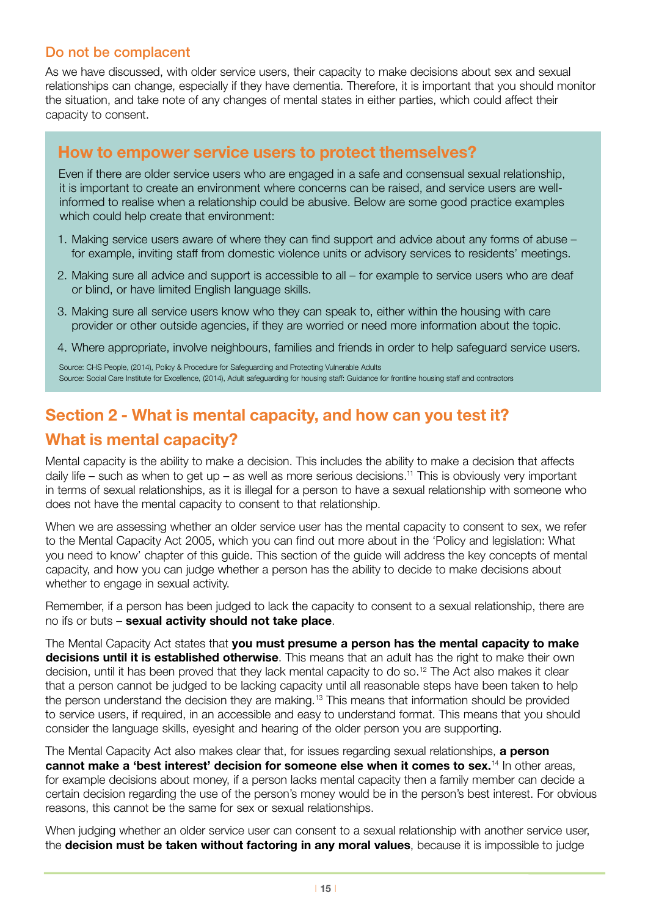### Do not be complacent

As we have discussed, with older service users, their capacity to make decisions about sex and sexual relationships can change, especially if they have dementia. Therefore, it is important that you should monitor the situation, and take note of any changes of mental states in either parties, which could affect their capacity to consent.

### How to empower service users to protect themselves?

Even if there are older service users who are engaged in a safe and consensual sexual relationship, it is important to create an environment where concerns can be raised, and service users are well-informed to realise when a relationship could be abusive. Below are some good practice examples which could help create that environment:

1. Making service users aware of where they can find support and advice about any forms of abuse – for example, inviting staff from domestic violence units or advisory services to residents' meetings.
2. Making sure all advice and support is accessible to all – for example to service users who are deaf or blind, or have limited English language skills.
3. Making sure all service users know who they can speak to, either within the housing with care provider or other outside agencies, if they are worried or need more information about the topic.
4. Where appropriate, involve neighbours, families and friends in order to help safeguard service users.

Source: CHS People, (2014), Policy & Procedure for Safeguarding and Protecting Vulnerable Adults
Source: Social Care Institute for Excellence, (2014), Adult safeguarding for housing staff: Guidance for frontline housing staff and contractors

## Section 2 - What is mental capacity, and how can you test it?

## What is mental capacity?

Mental capacity is the ability to make a decision. This includes the ability to make a decision that affects daily life – such as when to get up – as well as more serious decisions.[11] This is obviously very important in terms of sexual relationships, as it is illegal for a person to have a sexual relationship with someone who does not have the mental capacity to consent to that relationship.

When we are assessing whether an older service user has the mental capacity to consent to sex, we refer to the Mental Capacity Act 2005, which you can find out more about in the 'Policy and legislation: What you need to know' chapter of this guide. This section of the guide will address the key concepts of mental capacity, and how you can judge whether a person has the ability to decide to make decisions about whether to engage in sexual activity.

Remember, if a person has been judged to lack the capacity to consent to a sexual relationship, there are no ifs or buts – **sexual activity should not take place**.

The Mental Capacity Act states that **you must presume a person has the mental capacity to make decisions until it is established otherwise**. This means that an adult has the right to make their own decision, until it has been proved that they lack mental capacity to do so.[12] The Act also makes it clear that a person cannot be judged to be lacking capacity until all reasonable steps have been taken to help the person understand the decision they are making.[13] This means that information should be provided to service users, if required, in an accessible and easy to understand format. This means that you should consider the language skills, eyesight and hearing of the older person you are supporting.

The Mental Capacity Act also makes clear that, for issues regarding sexual relationships, **a person cannot make a 'best interest' decision for someone else when it comes to sex.**[14] In other areas, for example decisions about money, if a person lacks mental capacity then a family member can decide a certain decision regarding the use of the person's money would be in the person's best interest. For obvious reasons, this cannot be the same for sex or sexual relationships.

When judging whether an older service user can consent to a sexual relationship with another service user, the **decision must be taken without factoring in any moral values**, because it is impossible to judge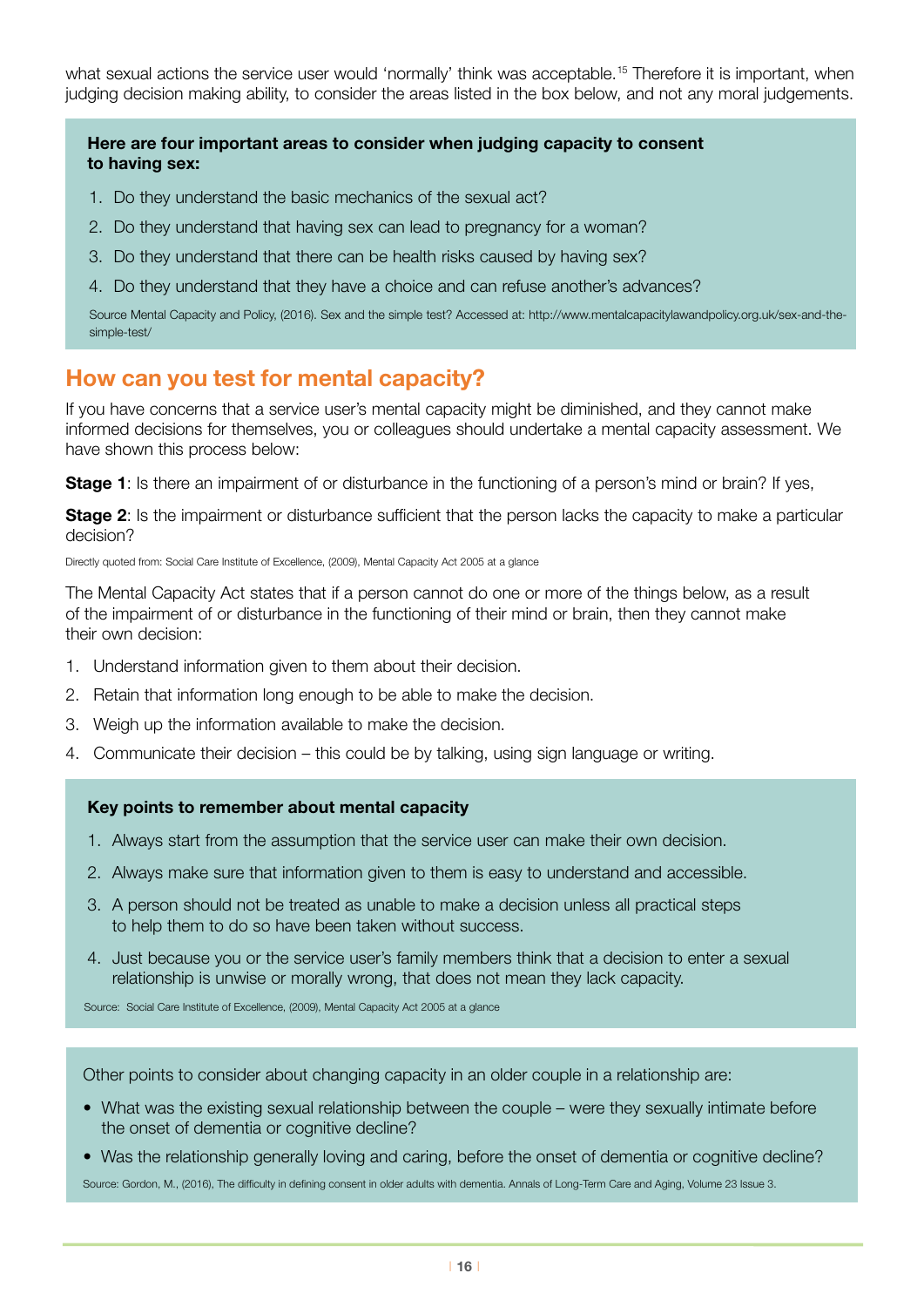what sexual actions the service user would 'normally' think was acceptable.[15] Therefore it is important, when judging decision making ability, to consider the areas listed in the box below, and not any moral judgements.

**Here are four important areas to consider when judging capacity to consent to having sex:**

1. Do they understand the basic mechanics of the sexual act?
2. Do they understand that having sex can lead to pregnancy for a woman?
3. Do they understand that there can be health risks caused by having sex?
4. Do they understand that they have a choice and can refuse another's advances?

Source Mental Capacity and Policy, (2016). Sex and the simple test? Accessed at: http://www.mentalcapacitylawandpolicy.org.uk/sex-and-the-simple-test/

## How can you test for mental capacity?

If you have concerns that a service user's mental capacity might be diminished, and they cannot make informed decisions for themselves, you or colleagues should undertake a mental capacity assessment. We have shown this process below:

**Stage 1**: Is there an impairment of or disturbance in the functioning of a person's mind or brain? If yes,

**Stage 2**: Is the impairment or disturbance sufficient that the person lacks the capacity to make a particular decision?

Directly quoted from: Social Care Institute of Excellence, (2009), Mental Capacity Act 2005 at a glance

The Mental Capacity Act states that if a person cannot do one or more of the things below, as a result of the impairment of or disturbance in the functioning of their mind or brain, then they cannot make their own decision:

1. Understand information given to them about their decision.
2. Retain that information long enough to be able to make the decision.
3. Weigh up the information available to make the decision.
4. Communicate their decision – this could be by talking, using sign language or writing.

**Key points to remember about mental capacity**

1. Always start from the assumption that the service user can make their own decision.
2. Always make sure that information given to them is easy to understand and accessible.
3. A person should not be treated as unable to make a decision unless all practical steps to help them to do so have been taken without success.
4. Just because you or the service user's family members think that a decision to enter a sexual relationship is unwise or morally wrong, that does not mean they lack capacity.

Source: Social Care Institute of Excellence, (2009), Mental Capacity Act 2005 at a glance

Other points to consider about changing capacity in an older couple in a relationship are:

- What was the existing sexual relationship between the couple – were they sexually intimate before the onset of dementia or cognitive decline?
- Was the relationship generally loving and caring, before the onset of dementia or cognitive decline?

Source: Gordon, M., (2016), The difficulty in defining consent in older adults with dementia. Annals of Long-Term Care and Aging, Volume 23 Issue 3.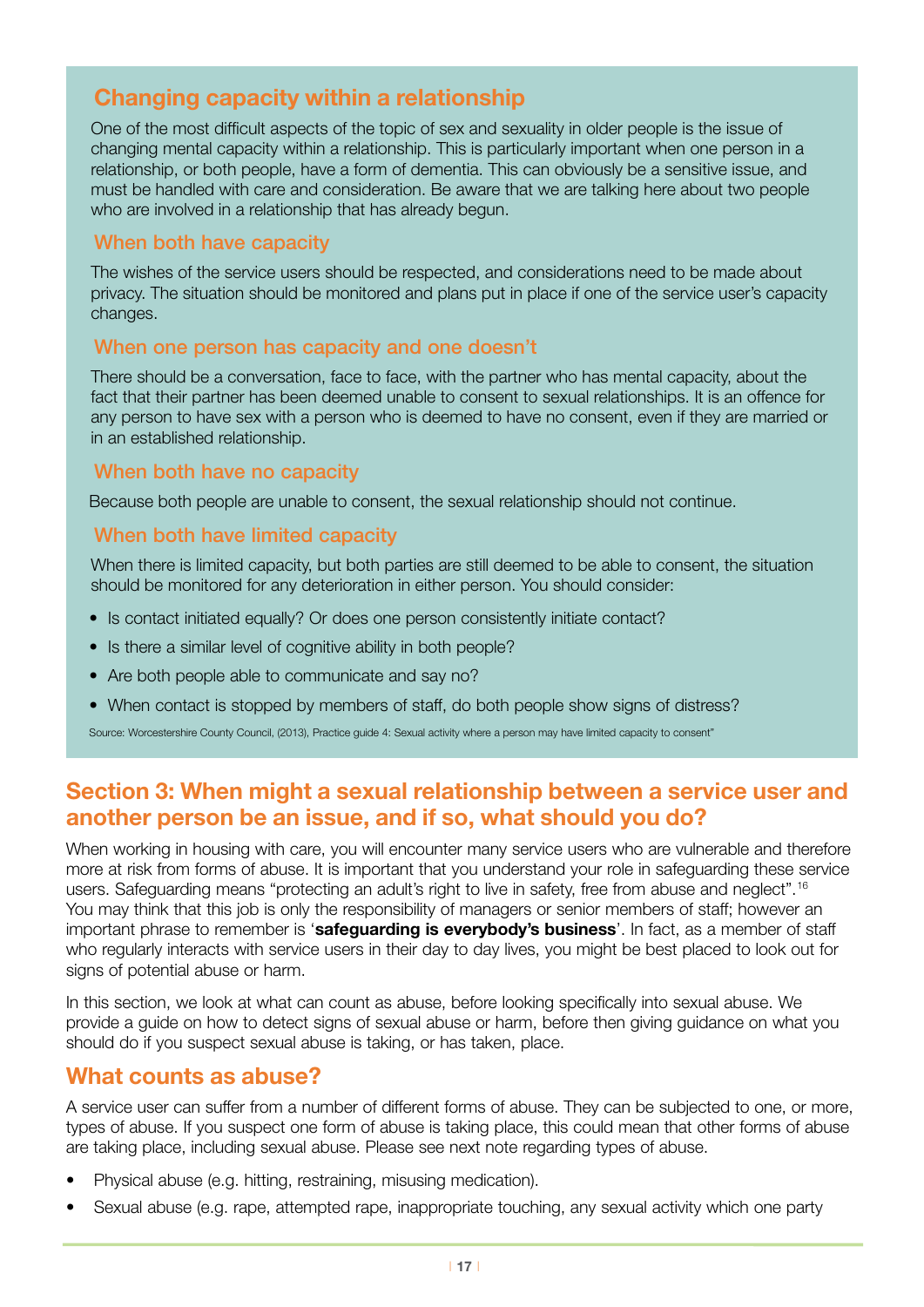## Changing capacity within a relationship

One of the most difficult aspects of the topic of sex and sexuality in older people is the issue of changing mental capacity within a relationship. This is particularly important when one person in a relationship, or both people, have a form of dementia. This can obviously be a sensitive issue, and must be handled with care and consideration. Be aware that we are talking here about two people who are involved in a relationship that has already begun.

### When both have capacity

The wishes of the service users should be respected, and considerations need to be made about privacy. The situation should be monitored and plans put in place if one of the service user's capacity changes.

### When one person has capacity and one doesn't

There should be a conversation, face to face, with the partner who has mental capacity, about the fact that their partner has been deemed unable to consent to sexual relationships. It is an offence for any person to have sex with a person who is deemed to have no consent, even if they are married or in an established relationship.

### When both have no capacity

Because both people are unable to consent, the sexual relationship should not continue.

### When both have limited capacity

When there is limited capacity, but both parties are still deemed to be able to consent, the situation should be monitored for any deterioration in either person. You should consider:

- Is contact initiated equally? Or does one person consistently initiate contact?
- Is there a similar level of cognitive ability in both people?
- Are both people able to communicate and say no?
- When contact is stopped by members of staff, do both people show signs of distress?

Source: Worcestershire County Council, (2013), Practice guide 4: Sexual activity where a person may have limited capacity to consent"

## Section 3: When might a sexual relationship between a service user and another person be an issue, and if so, what should you do?

When working in housing with care, you will encounter many service users who are vulnerable and therefore more at risk from forms of abuse. It is important that you understand your role in safeguarding these service users. Safeguarding means "protecting an adult's right to live in safety, free from abuse and neglect".[16] You may think that this job is only the responsibility of managers or senior members of staff; however an important phrase to remember is '**safeguarding is everybody's business**'. In fact, as a member of staff who regularly interacts with service users in their day to day lives, you might be best placed to look out for signs of potential abuse or harm.

In this section, we look at what can count as abuse, before looking specifically into sexual abuse. We provide a guide on how to detect signs of sexual abuse or harm, before then giving guidance on what you should do if you suspect sexual abuse is taking, or has taken, place.

## What counts as abuse?

A service user can suffer from a number of different forms of abuse. They can be subjected to one, or more, types of abuse. If you suspect one form of abuse is taking place, this could mean that other forms of abuse are taking place, including sexual abuse. Please see next note regarding types of abuse.

- Physical abuse (e.g. hitting, restraining, misusing medication).
- Sexual abuse (e.g. rape, attempted rape, inappropriate touching, any sexual activity which one party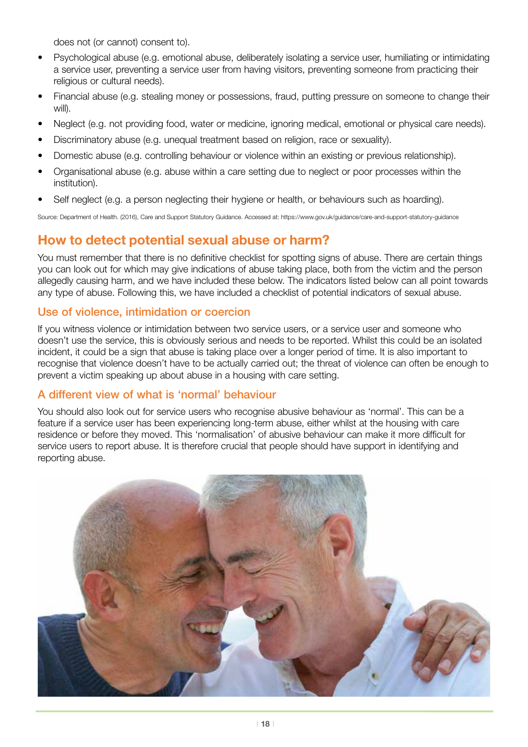does not (or cannot) consent to).

- Psychological abuse (e.g. emotional abuse, deliberately isolating a service user, humiliating or intimidating a service user, preventing a service user from having visitors, preventing someone from practicing their religious or cultural needs).
- Financial abuse (e.g. stealing money or possessions, fraud, putting pressure on someone to change their will).
- Neglect (e.g. not providing food, water or medicine, ignoring medical, emotional or physical care needs).
- Discriminatory abuse (e.g. unequal treatment based on religion, race or sexuality).
- Domestic abuse (e.g. controlling behaviour or violence within an existing or previous relationship).
- Organisational abuse (e.g. abuse within a care setting due to neglect or poor processes within the institution).
- Self neglect (e.g. a person neglecting their hygiene or health, or behaviours such as hoarding).

Source: Department of Health. (2016), Care and Support Statutory Guidance. Accessed at: https://www.gov.uk/guidance/care-and-support-statutory-guidance

## How to detect potential sexual abuse or harm?

You must remember that there is no definitive checklist for spotting signs of abuse. There are certain things you can look out for which may give indications of abuse taking place, both from the victim and the person allegedly causing harm, and we have included these below. The indicators listed below can all point towards any type of abuse. Following this, we have included a checklist of potential indicators of sexual abuse.

### Use of violence, intimidation or coercion

If you witness violence or intimidation between two service users, or a service user and someone who doesn't use the service, this is obviously serious and needs to be reported. Whilst this could be an isolated incident, it could be a sign that abuse is taking place over a longer period of time. It is also important to recognise that violence doesn't have to be actually carried out; the threat of violence can often be enough to prevent a victim speaking up about abuse in a housing with care setting.

### A different view of what is 'normal' behaviour

You should also look out for service users who recognise abusive behaviour as 'normal'. This can be a feature if a service user has been experiencing long-term abuse, either whilst at the housing with care residence or before they moved. This 'normalisation' of abusive behaviour can make it more difficult for service users to report abuse. It is therefore crucial that people should have support in identifying and reporting abuse.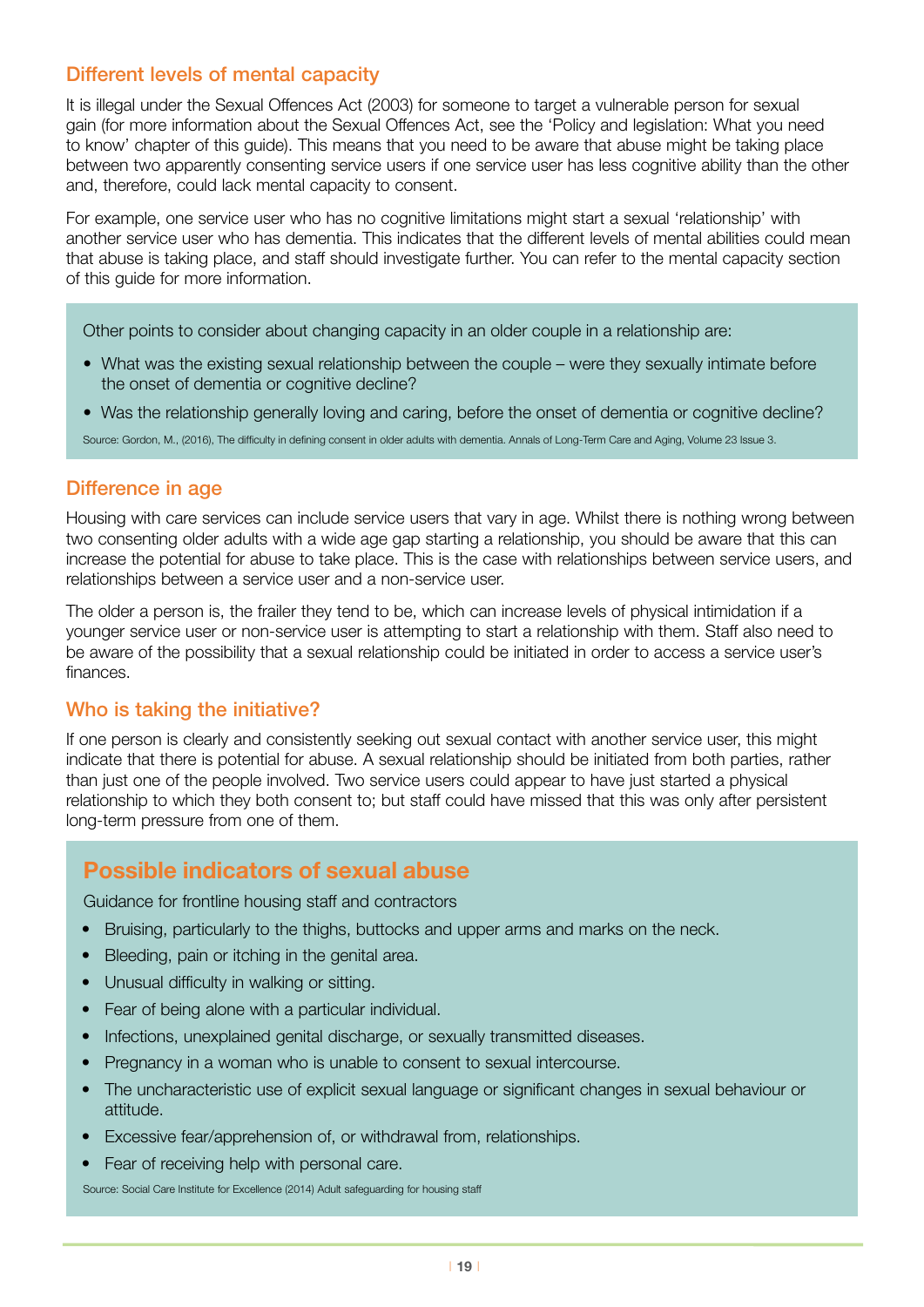## Different levels of mental capacity

It is illegal under the Sexual Offences Act (2003) for someone to target a vulnerable person for sexual gain (for more information about the Sexual Offences Act, see the 'Policy and legislation: What you need to know' chapter of this guide). This means that you need to be aware that abuse might be taking place between two apparently consenting service users if one service user has less cognitive ability than the other and, therefore, could lack mental capacity to consent.

For example, one service user who has no cognitive limitations might start a sexual 'relationship' with another service user who has dementia. This indicates that the different levels of mental abilities could mean that abuse is taking place, and staff should investigate further. You can refer to the mental capacity section of this guide for more information.

Other points to consider about changing capacity in an older couple in a relationship are:

- What was the existing sexual relationship between the couple – were they sexually intimate before the onset of dementia or cognitive decline?
- Was the relationship generally loving and caring, before the onset of dementia or cognitive decline?

Source: Gordon, M., (2016), The difficulty in defining consent in older adults with dementia. Annals of Long-Term Care and Aging, Volume 23 Issue 3.

## Difference in age

Housing with care services can include service users that vary in age. Whilst there is nothing wrong between two consenting older adults with a wide age gap starting a relationship, you should be aware that this can increase the potential for abuse to take place. This is the case with relationships between service users, and relationships between a service user and a non-service user.

The older a person is, the frailer they tend to be, which can increase levels of physical intimidation if a younger service user or non-service user is attempting to start a relationship with them. Staff also need to be aware of the possibility that a sexual relationship could be initiated in order to access a service user's finances.

## Who is taking the initiative?

If one person is clearly and consistently seeking out sexual contact with another service user, this might indicate that there is potential for abuse. A sexual relationship should be initiated from both parties, rather than just one of the people involved. Two service users could appear to have just started a physical relationship to which they both consent to; but staff could have missed that this was only after persistent long-term pressure from one of them.

## Possible indicators of sexual abuse

Guidance for frontline housing staff and contractors

- Bruising, particularly to the thighs, buttocks and upper arms and marks on the neck.
- Bleeding, pain or itching in the genital area.
- Unusual difficulty in walking or sitting.
- Fear of being alone with a particular individual.
- Infections, unexplained genital discharge, or sexually transmitted diseases.
- Pregnancy in a woman who is unable to consent to sexual intercourse.
- The uncharacteristic use of explicit sexual language or significant changes in sexual behaviour or attitude.
- Excessive fear/apprehension of, or withdrawal from, relationships.
- Fear of receiving help with personal care.

Source: Social Care Institute for Excellence (2014) Adult safeguarding for housing staff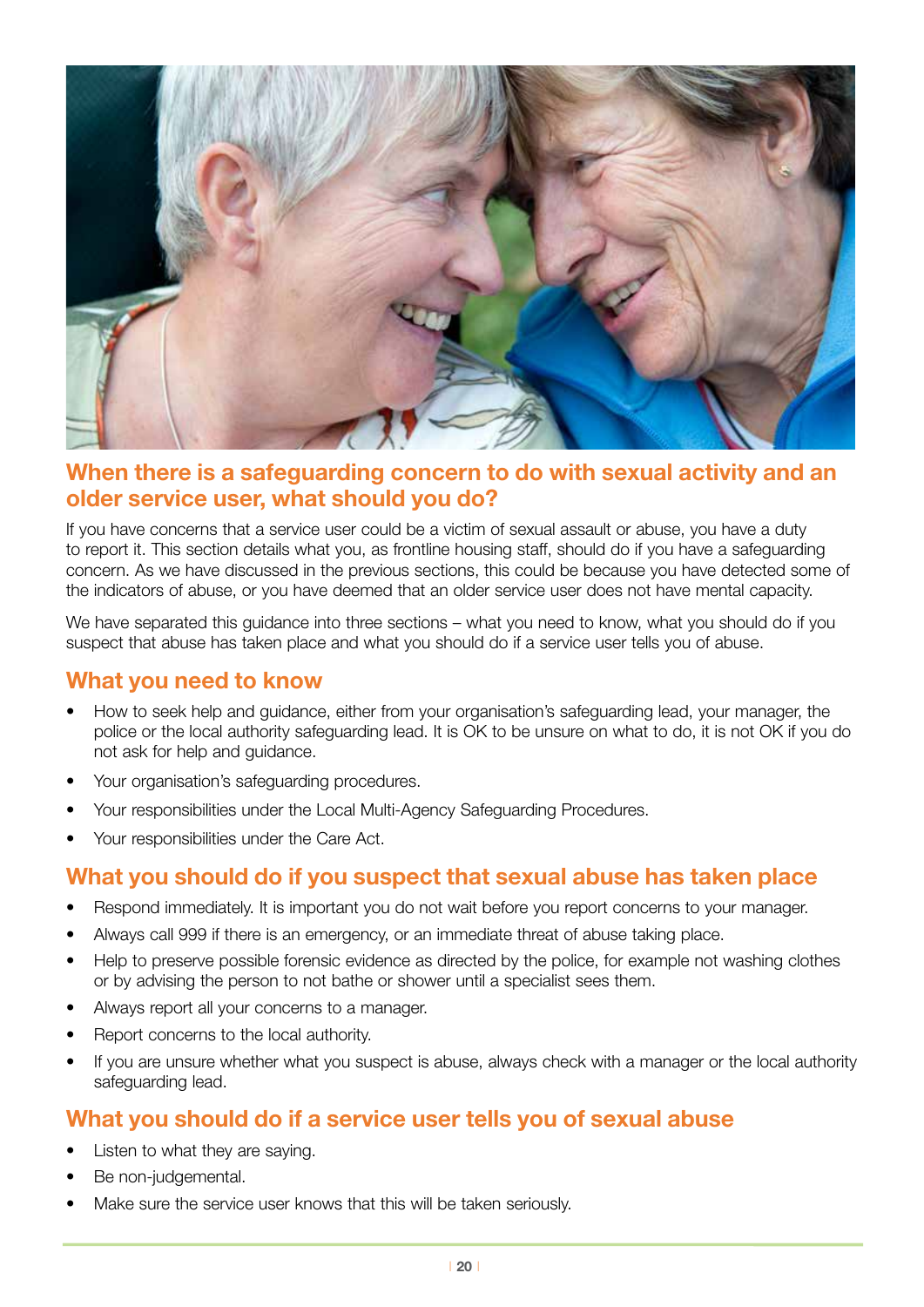## When there is a safeguarding concern to do with sexual activity and an older service user, what should you do?

If you have concerns that a service user could be a victim of sexual assault or abuse, you have a duty to report it. This section details what you, as frontline housing staff, should do if you have a safeguarding concern. As we have discussed in the previous sections, this could be because you have detected some of the indicators of abuse, or you have deemed that an older service user does not have mental capacity.

We have separated this guidance into three sections – what you need to know, what you should do if you suspect that abuse has taken place and what you should do if a service user tells you of abuse.

### What you need to know

- How to seek help and guidance, either from your organisation's safeguarding lead, your manager, the police or the local authority safeguarding lead. It is OK to be unsure on what to do, it is not OK if you do not ask for help and guidance.
- Your organisation's safeguarding procedures.
- Your responsibilities under the Local Multi-Agency Safeguarding Procedures.
- Your responsibilities under the Care Act.

### What you should do if you suspect that sexual abuse has taken place

- Respond immediately. It is important you do not wait before you report concerns to your manager.
- Always call 999 if there is an emergency, or an immediate threat of abuse taking place.
- Help to preserve possible forensic evidence as directed by the police, for example not washing clothes or by advising the person to not bathe or shower until a specialist sees them.
- Always report all your concerns to a manager.
- Report concerns to the local authority.
- If you are unsure whether what you suspect is abuse, always check with a manager or the local authority safeguarding lead.

### What you should do if a service user tells you of sexual abuse

- Listen to what they are saying.
- Be non-judgemental.
- Make sure the service user knows that this will be taken seriously.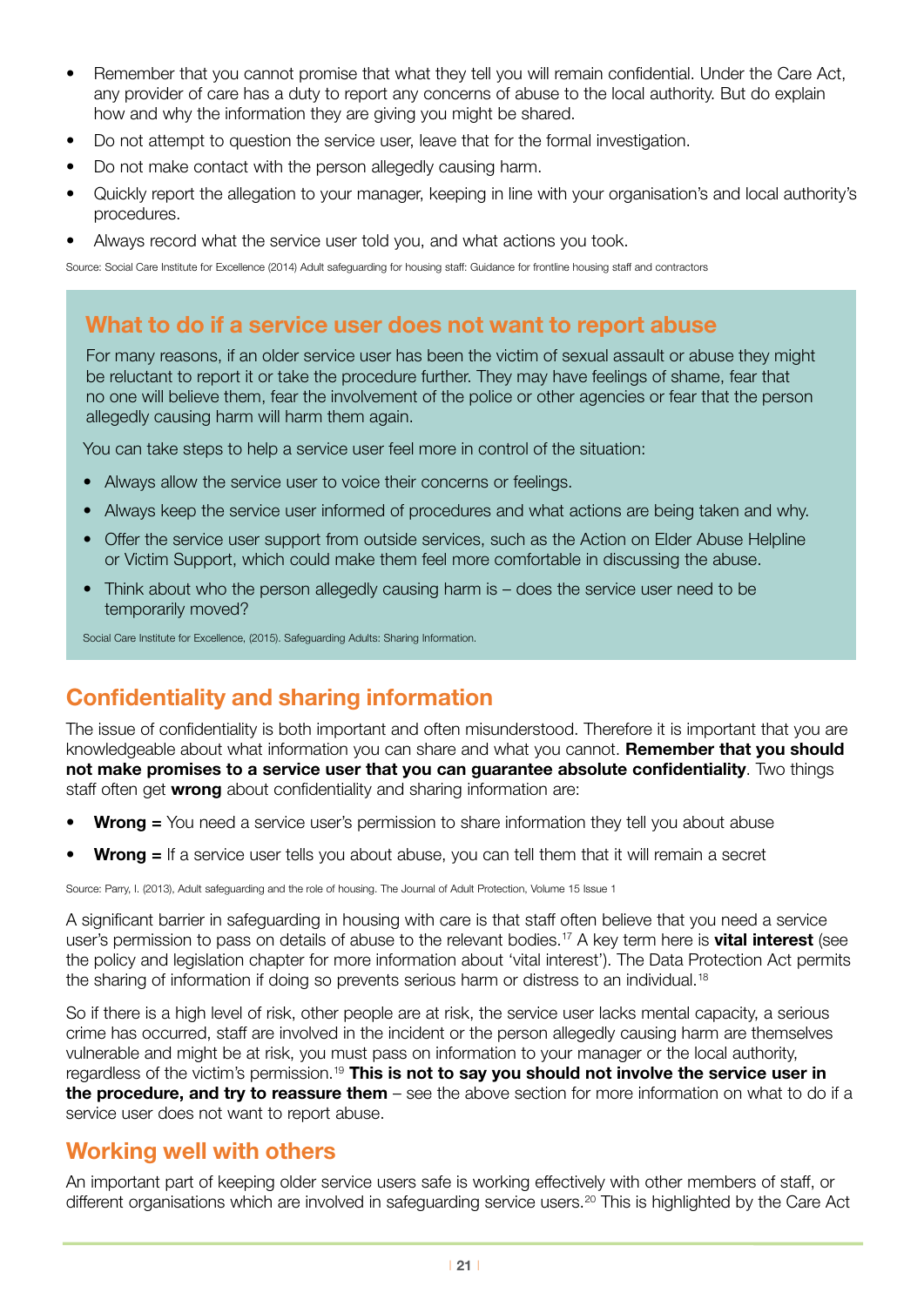- Remember that you cannot promise that what they tell you will remain confidential. Under the Care Act, any provider of care has a duty to report any concerns of abuse to the local authority. But do explain how and why the information they are giving you might be shared.
- Do not attempt to question the service user, leave that for the formal investigation.
- Do not make contact with the person allegedly causing harm.
- Quickly report the allegation to your manager, keeping in line with your organisation's and local authority's procedures.
- Always record what the service user told you, and what actions you took.

Source: Social Care Institute for Excellence (2014) Adult safeguarding for housing staff: Guidance for frontline housing staff and contractors

## What to do if a service user does not want to report abuse

For many reasons, if an older service user has been the victim of sexual assault or abuse they might be reluctant to report it or take the procedure further. They may have feelings of shame, fear that no one will believe them, fear the involvement of the police or other agencies or fear that the person allegedly causing harm will harm them again.

You can take steps to help a service user feel more in control of the situation:

- Always allow the service user to voice their concerns or feelings.
- Always keep the service user informed of procedures and what actions are being taken and why.
- Offer the service user support from outside services, such as the Action on Elder Abuse Helpline or Victim Support, which could make them feel more comfortable in discussing the abuse.
- Think about who the person allegedly causing harm is – does the service user need to be temporarily moved?

Social Care Institute for Excellence, (2015). Safeguarding Adults: Sharing Information.

## Confidentiality and sharing information

The issue of confidentiality is both important and often misunderstood. Therefore it is important that you are knowledgeable about what information you can share and what you cannot. **Remember that you should not make promises to a service user that you can guarantee absolute confidentiality**. Two things staff often get **wrong** about confidentiality and sharing information are:

- **Wrong =** You need a service user's permission to share information they tell you about abuse
- **Wrong =** If a service user tells you about abuse, you can tell them that it will remain a secret

Source: Parry, I. (2013), Adult safeguarding and the role of housing. The Journal of Adult Protection, Volume 15 Issue 1

A significant barrier in safeguarding in housing with care is that staff often believe that you need a service user's permission to pass on details of abuse to the relevant bodies.[17] A key term here is **vital interest** (see the policy and legislation chapter for more information about 'vital interest'). The Data Protection Act permits the sharing of information if doing so prevents serious harm or distress to an individual.[18]

So if there is a high level of risk, other people are at risk, the service user lacks mental capacity, a serious crime has occurred, staff are involved in the incident or the person allegedly causing harm are themselves vulnerable and might be at risk, you must pass on information to your manager or the local authority, regardless of the victim's permission.[19] **This is not to say you should not involve the service user in the procedure, and try to reassure them** – see the above section for more information on what to do if a service user does not want to report abuse.

## Working well with others

An important part of keeping older service users safe is working effectively with other members of staff, or different organisations which are involved in safeguarding service users.[20] This is highlighted by the Care Act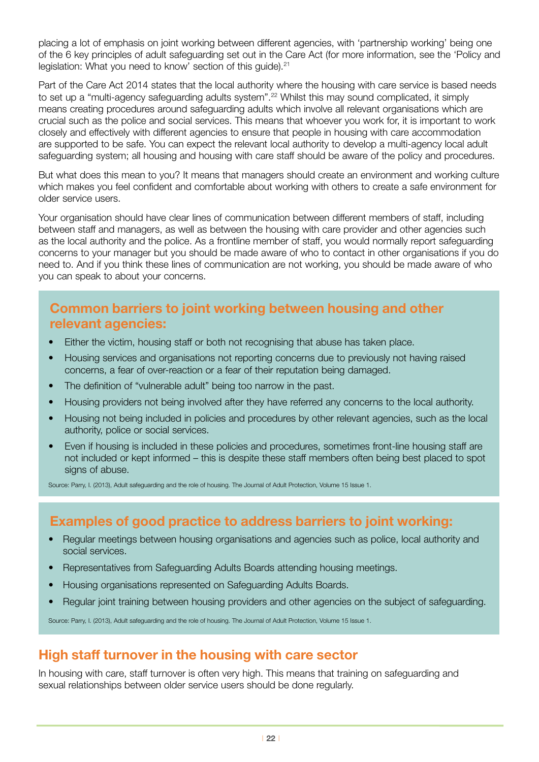placing a lot of emphasis on joint working between different agencies, with 'partnership working' being one of the 6 key principles of adult safeguarding set out in the Care Act (for more information, see the 'Policy and legislation: What you need to know' section of this guide).[21]

Part of the Care Act 2014 states that the local authority where the housing with care service is based needs to set up a "multi-agency safeguarding adults system".[22] Whilst this may sound complicated, it simply means creating procedures around safeguarding adults which involve all relevant organisations which are crucial such as the police and social services. This means that whoever you work for, it is important to work closely and effectively with different agencies to ensure that people in housing with care accommodation are supported to be safe. You can expect the relevant local authority to develop a multi-agency local adult safeguarding system; all housing and housing with care staff should be aware of the policy and procedures.

But what does this mean to you? It means that managers should create an environment and working culture which makes you feel confident and comfortable about working with others to create a safe environment for older service users.

Your organisation should have clear lines of communication between different members of staff, including between staff and managers, as well as between the housing with care provider and other agencies such as the local authority and the police. As a frontline member of staff, you would normally report safeguarding concerns to your manager but you should be made aware of who to contact in other organisations if you do need to. And if you think these lines of communication are not working, you should be made aware of who you can speak to about your concerns.

## Common barriers to joint working between housing and other relevant agencies:

- Either the victim, housing staff or both not recognising that abuse has taken place.
- Housing services and organisations not reporting concerns due to previously not having raised concerns, a fear of over-reaction or a fear of their reputation being damaged.
- The definition of "vulnerable adult" being too narrow in the past.
- Housing providers not being involved after they have referred any concerns to the local authority.
- Housing not being included in policies and procedures by other relevant agencies, such as the local authority, police or social services.
- Even if housing is included in these policies and procedures, sometimes front-line housing staff are not included or kept informed – this is despite these staff members often being best placed to spot signs of abuse.

Source: Parry, I. (2013), Adult safeguarding and the role of housing. The Journal of Adult Protection, Volume 15 Issue 1.

## Examples of good practice to address barriers to joint working:

- Regular meetings between housing organisations and agencies such as police, local authority and social services.
- Representatives from Safeguarding Adults Boards attending housing meetings.
- Housing organisations represented on Safeguarding Adults Boards.
- Regular joint training between housing providers and other agencies on the subject of safeguarding.

Source: Parry, I. (2013), Adult safeguarding and the role of housing. The Journal of Adult Protection, Volume 15 Issue 1.

## High staff turnover in the housing with care sector

In housing with care, staff turnover is often very high. This means that training on safeguarding and sexual relationships between older service users should be done regularly.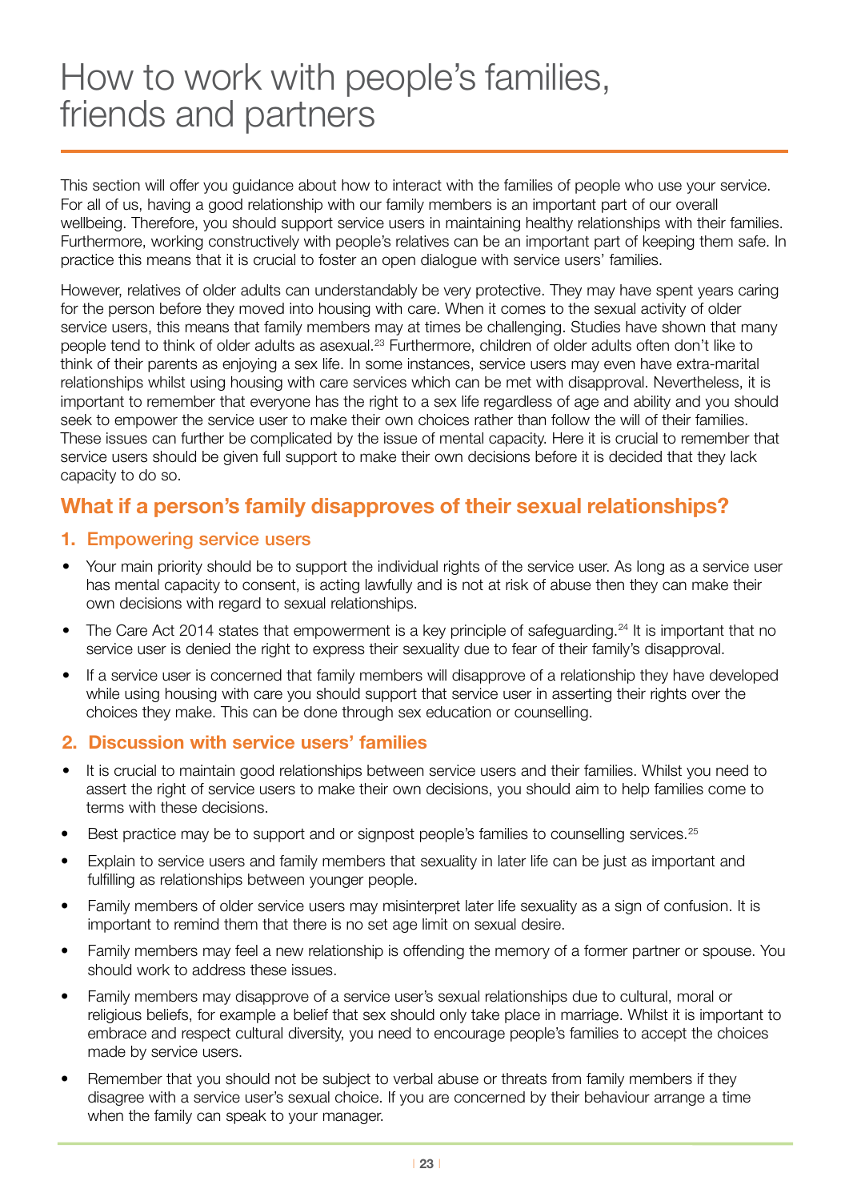# How to work with people's families, friends and partners

This section will offer you guidance about how to interact with the families of people who use your service. For all of us, having a good relationship with our family members is an important part of our overall wellbeing. Therefore, you should support service users in maintaining healthy relationships with their families. Furthermore, working constructively with people's relatives can be an important part of keeping them safe. In practice this means that it is crucial to foster an open dialogue with service users' families.

However, relatives of older adults can understandably be very protective. They may have spent years caring for the person before they moved into housing with care. When it comes to the sexual activity of older service users, this means that family members may at times be challenging. Studies have shown that many people tend to think of older adults as asexual.[23] Furthermore, children of older adults often don't like to think of their parents as enjoying a sex life. In some instances, service users may even have extra-marital relationships whilst using housing with care services which can be met with disapproval. Nevertheless, it is important to remember that everyone has the right to a sex life regardless of age and ability and you should seek to empower the service user to make their own choices rather than follow the will of their families. These issues can further be complicated by the issue of mental capacity. Here it is crucial to remember that service users should be given full support to make their own decisions before it is decided that they lack capacity to do so.

## What if a person's family disapproves of their sexual relationships?

### 1. Empowering service users

- Your main priority should be to support the individual rights of the service user. As long as a service user has mental capacity to consent, is acting lawfully and is not at risk of abuse then they can make their own decisions with regard to sexual relationships.
- The Care Act 2014 states that empowerment is a key principle of safeguarding.[24] It is important that no service user is denied the right to express their sexuality due to fear of their family's disapproval.
- If a service user is concerned that family members will disapprove of a relationship they have developed while using housing with care you should support that service user in asserting their rights over the choices they make. This can be done through sex education or counselling.

### 2. Discussion with service users' families

- It is crucial to maintain good relationships between service users and their families. Whilst you need to assert the right of service users to make their own decisions, you should aim to help families come to terms with these decisions.
- Best practice may be to support and or signpost people's families to counselling services.[25]
- Explain to service users and family members that sexuality in later life can be just as important and fulfilling as relationships between younger people.
- Family members of older service users may misinterpret later life sexuality as a sign of confusion. It is important to remind them that there is no set age limit on sexual desire.
- Family members may feel a new relationship is offending the memory of a former partner or spouse. You should work to address these issues.
- Family members may disapprove of a service user's sexual relationships due to cultural, moral or religious beliefs, for example a belief that sex should only take place in marriage. Whilst it is important to embrace and respect cultural diversity, you need to encourage people's families to accept the choices made by service users.
- Remember that you should not be subject to verbal abuse or threats from family members if they disagree with a service user's sexual choice. If you are concerned by their behaviour arrange a time when the family can speak to your manager.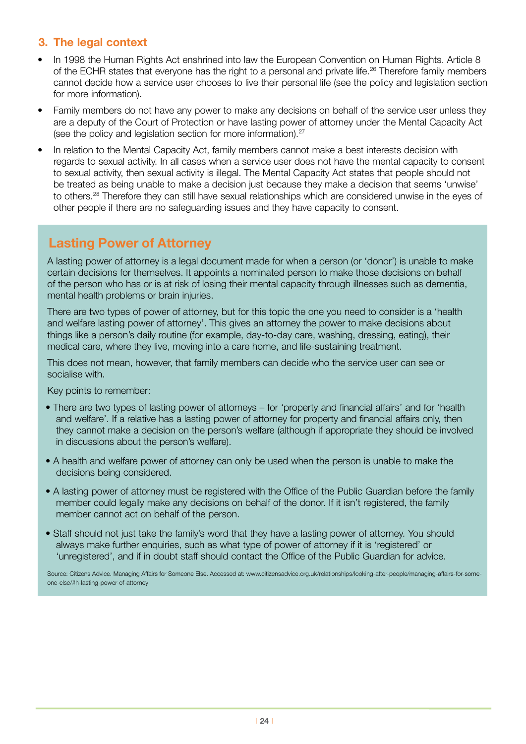## 3. The legal context

- In 1998 the Human Rights Act enshrined into law the European Convention on Human Rights. Article 8 of the ECHR states that everyone has the right to a personal and private life.[26] Therefore family members cannot decide how a service user chooses to live their personal life (see the policy and legislation section for more information).
- Family members do not have any power to make any decisions on behalf of the service user unless they are a deputy of the Court of Protection or have lasting power of attorney under the Mental Capacity Act (see the policy and legislation section for more information).[27]
- In relation to the Mental Capacity Act, family members cannot make a best interests decision with regards to sexual activity. In all cases when a service user does not have the mental capacity to consent to sexual activity, then sexual activity is illegal. The Mental Capacity Act states that people should not be treated as being unable to make a decision just because they make a decision that seems 'unwise' to others.[28] Therefore they can still have sexual relationships which are considered unwise in the eyes of other people if there are no safeguarding issues and they have capacity to consent.

### Lasting Power of Attorney

A lasting power of attorney is a legal document made for when a person (or 'donor') is unable to make certain decisions for themselves. It appoints a nominated person to make those decisions on behalf of the person who has or is at risk of losing their mental capacity through illnesses such as dementia, mental health problems or brain injuries.

There are two types of power of attorney, but for this topic the one you need to consider is a 'health and welfare lasting power of attorney'. This gives an attorney the power to make decisions about things like a person's daily routine (for example, day-to-day care, washing, dressing, eating), their medical care, where they live, moving into a care home, and life-sustaining treatment.

This does not mean, however, that family members can decide who the service user can see or socialise with.

Key points to remember:

- There are two types of lasting power of attorneys – for 'property and financial affairs' and for 'health and welfare'. If a relative has a lasting power of attorney for property and financial affairs only, then they cannot make a decision on the person's welfare (although if appropriate they should be involved in discussions about the person's welfare).
- A health and welfare power of attorney can only be used when the person is unable to make the decisions being considered.
- A lasting power of attorney must be registered with the Office of the Public Guardian before the family member could legally make any decisions on behalf of the donor. If it isn't registered, the family member cannot act on behalf of the person.
- Staff should not just take the family's word that they have a lasting power of attorney. You should always make further enquiries, such as what type of power of attorney if it is 'registered' or 'unregistered', and if in doubt staff should contact the Office of the Public Guardian for advice.

Source: Citizens Advice. Managing Affairs for Someone Else. Accessed at: www.citizensadvice.org.uk/relationships/looking-after-people/managing-affairs-for-some-one-else/#h-lasting-power-of-attorney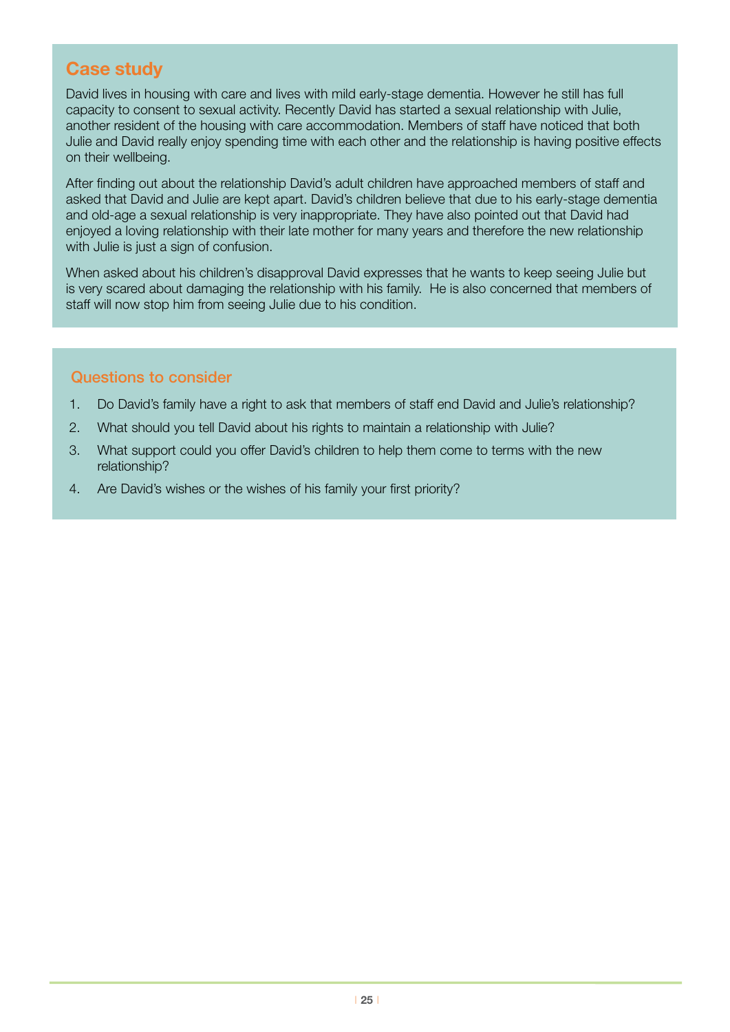## Case study

David lives in housing with care and lives with mild early-stage dementia. However he still has full capacity to consent to sexual activity. Recently David has started a sexual relationship with Julie, another resident of the housing with care accommodation. Members of staff have noticed that both Julie and David really enjoy spending time with each other and the relationship is having positive effects on their wellbeing.

After finding out about the relationship David's adult children have approached members of staff and asked that David and Julie are kept apart. David's children believe that due to his early-stage dementia and old-age a sexual relationship is very inappropriate. They have also pointed out that David had enjoyed a loving relationship with their late mother for many years and therefore the new relationship with Julie is just a sign of confusion.

When asked about his children's disapproval David expresses that he wants to keep seeing Julie but is very scared about damaging the relationship with his family. He is also concerned that members of staff will now stop him from seeing Julie due to his condition.

### Questions to consider

1. Do David's family have a right to ask that members of staff end David and Julie's relationship?
2. What should you tell David about his rights to maintain a relationship with Julie?
3. What support could you offer David's children to help them come to terms with the new relationship?
4. Are David's wishes or the wishes of his family your first priority?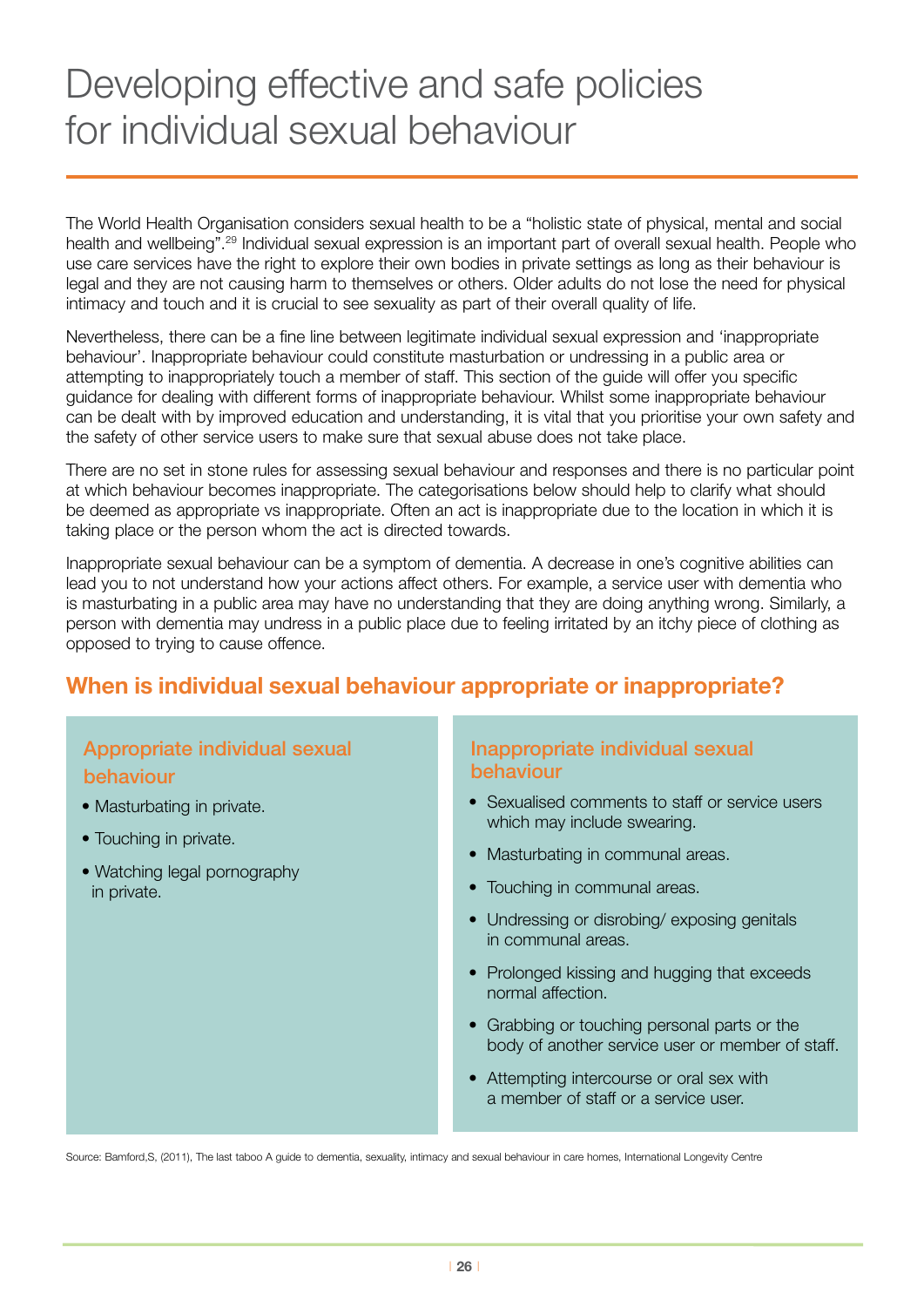# Developing effective and safe policies for individual sexual behaviour

The World Health Organisation considers sexual health to be a "holistic state of physical, mental and social health and wellbeing".[29] Individual sexual expression is an important part of overall sexual health. People who use care services have the right to explore their own bodies in private settings as long as their behaviour is legal and they are not causing harm to themselves or others. Older adults do not lose the need for physical intimacy and touch and it is crucial to see sexuality as part of their overall quality of life.

Nevertheless, there can be a fine line between legitimate individual sexual expression and 'inappropriate behaviour'. Inappropriate behaviour could constitute masturbation or undressing in a public area or attempting to inappropriately touch a member of staff. This section of the guide will offer you specific guidance for dealing with different forms of inappropriate behaviour. Whilst some inappropriate behaviour can be dealt with by improved education and understanding, it is vital that you prioritise your own safety and the safety of other service users to make sure that sexual abuse does not take place.

There are no set in stone rules for assessing sexual behaviour and responses and there is no particular point at which behaviour becomes inappropriate. The categorisations below should help to clarify what should be deemed as appropriate vs inappropriate. Often an act is inappropriate due to the location in which it is taking place or the person whom the act is directed towards.

Inappropriate sexual behaviour can be a symptom of dementia. A decrease in one's cognitive abilities can lead you to not understand how your actions affect others. For example, a service user with dementia who is masturbating in a public area may have no understanding that they are doing anything wrong. Similarly, a person with dementia may undress in a public place due to feeling irritated by an itchy piece of clothing as opposed to trying to cause offence.

## When is individual sexual behaviour appropriate or inappropriate?

### Appropriate individual sexual behaviour

- Masturbating in private.
- Touching in private.
- Watching legal pornography in private.

### Inappropriate individual sexual behaviour

- Sexualised comments to staff or service users which may include swearing.
- Masturbating in communal areas.
- Touching in communal areas.
- Undressing or disrobing/ exposing genitals in communal areas.
- Prolonged kissing and hugging that exceeds normal affection.
- Grabbing or touching personal parts or the body of another service user or member of staff.
- Attempting intercourse or oral sex with a member of staff or a service user.

Source: Bamford,S, (2011), The last taboo A guide to dementia, sexuality, intimacy and sexual behaviour in care homes, International Longevity Centre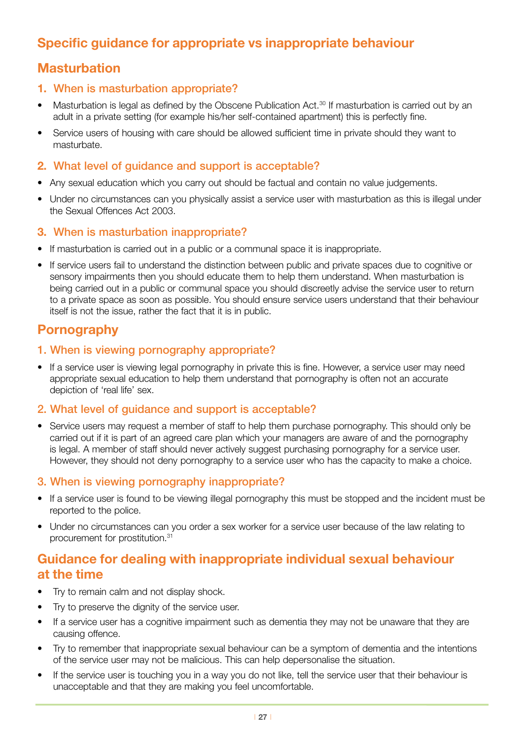## Specific guidance for appropriate vs inappropriate behaviour

## Masturbation

### 1. When is masturbation appropriate?

- Masturbation is legal as defined by the Obscene Publication Act.[30] If masturbation is carried out by an adult in a private setting (for example his/her self-contained apartment) this is perfectly fine.
- Service users of housing with care should be allowed sufficient time in private should they want to masturbate.

### 2. What level of guidance and support is acceptable?

- Any sexual education which you carry out should be factual and contain no value judgements.
- Under no circumstances can you physically assist a service user with masturbation as this is illegal under the Sexual Offences Act 2003.

### 3. When is masturbation inappropriate?

- If masturbation is carried out in a public or a communal space it is inappropriate.
- If service users fail to understand the distinction between public and private spaces due to cognitive or sensory impairments then you should educate them to help them understand. When masturbation is being carried out in a public or communal space you should discreetly advise the service user to return to a private space as soon as possible. You should ensure service users understand that their behaviour itself is not the issue, rather the fact that it is in public.

## Pornography

### 1. When is viewing pornography appropriate?

- If a service user is viewing legal pornography in private this is fine. However, a service user may need appropriate sexual education to help them understand that pornography is often not an accurate depiction of 'real life' sex.

### 2. What level of guidance and support is acceptable?

- Service users may request a member of staff to help them purchase pornography. This should only be carried out if it is part of an agreed care plan which your managers are aware of and the pornography is legal. A member of staff should never actively suggest purchasing pornography for a service user. However, they should not deny pornography to a service user who has the capacity to make a choice.

### 3. When is viewing pornography inappropriate?

- If a service user is found to be viewing illegal pornography this must be stopped and the incident must be reported to the police.
- Under no circumstances can you order a sex worker for a service user because of the law relating to procurement for prostitution.[31]

## Guidance for dealing with inappropriate individual sexual behaviour at the time

- Try to remain calm and not display shock.
- Try to preserve the dignity of the service user.
- If a service user has a cognitive impairment such as dementia they may not be unaware that they are causing offence.
- Try to remember that inappropriate sexual behaviour can be a symptom of dementia and the intentions of the service user may not be malicious. This can help depersonalise the situation.
- If the service user is touching you in a way you do not like, tell the service user that their behaviour is unacceptable and that they are making you feel uncomfortable.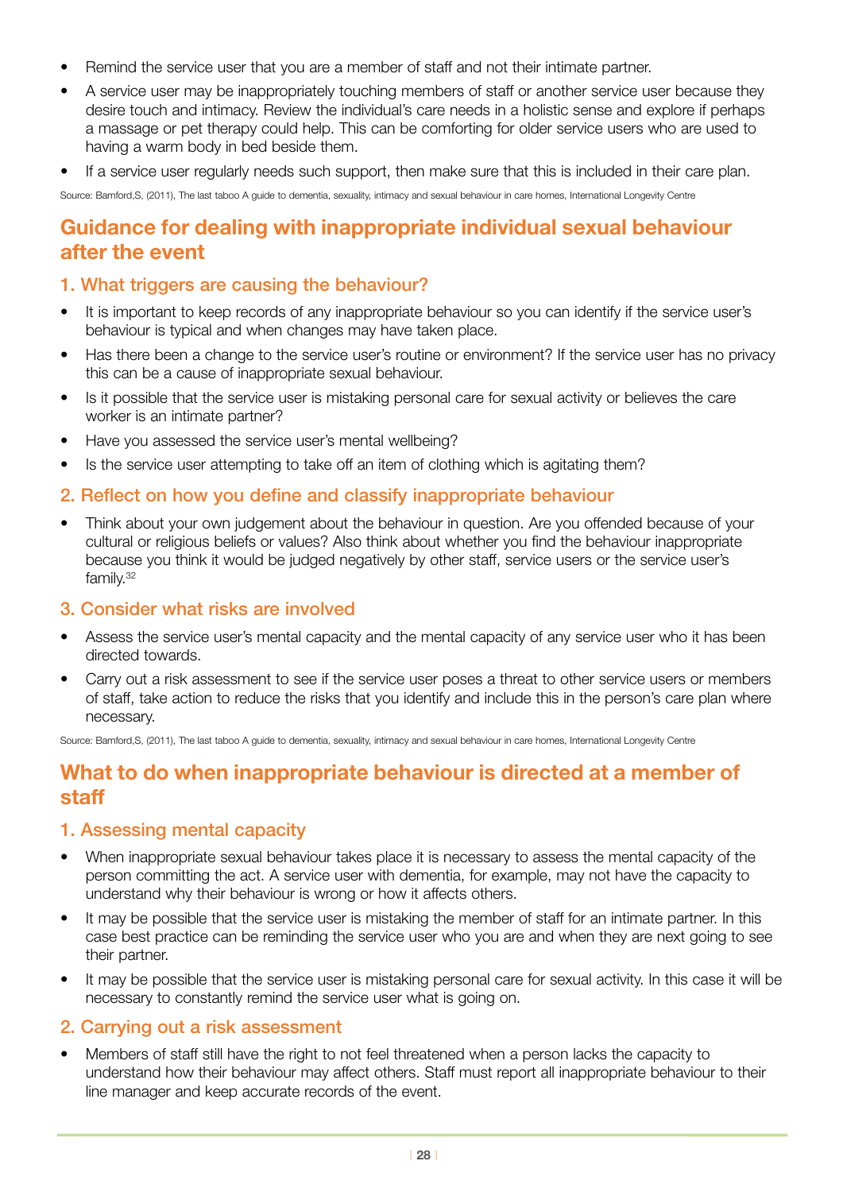- Remind the service user that you are a member of staff and not their intimate partner.
- A service user may be inappropriately touching members of staff or another service user because they desire touch and intimacy. Review the individual's care needs in a holistic sense and explore if perhaps a massage or pet therapy could help. This can be comforting for older service users who are used to having a warm body in bed beside them.
- If a service user regularly needs such support, then make sure that this is included in their care plan.

Source: Bamford,S, (2011), The last taboo A guide to dementia, sexuality, intimacy and sexual behaviour in care homes, International Longevity Centre

## Guidance for dealing with inappropriate individual sexual behaviour after the event

### 1. What triggers are causing the behaviour?

- It is important to keep records of any inappropriate behaviour so you can identify if the service user's behaviour is typical and when changes may have taken place.
- Has there been a change to the service user's routine or environment? If the service user has no privacy this can be a cause of inappropriate sexual behaviour.
- Is it possible that the service user is mistaking personal care for sexual activity or believes the care worker is an intimate partner?
- Have you assessed the service user's mental wellbeing?
- Is the service user attempting to take off an item of clothing which is agitating them?

### 2. Reflect on how you define and classify inappropriate behaviour

- Think about your own judgement about the behaviour in question. Are you offended because of your cultural or religious beliefs or values? Also think about whether you find the behaviour inappropriate because you think it would be judged negatively by other staff, service users or the service user's family.[32]

### 3. Consider what risks are involved

- Assess the service user's mental capacity and the mental capacity of any service user who it has been directed towards.
- Carry out a risk assessment to see if the service user poses a threat to other service users or members of staff, take action to reduce the risks that you identify and include this in the person's care plan where necessary.

Source: Bamford,S, (2011), The last taboo A guide to dementia, sexuality, intimacy and sexual behaviour in care homes, International Longevity Centre

## What to do when inappropriate behaviour is directed at a member of staff

### 1. Assessing mental capacity

- When inappropriate sexual behaviour takes place it is necessary to assess the mental capacity of the person committing the act. A service user with dementia, for example, may not have the capacity to understand why their behaviour is wrong or how it affects others.
- It may be possible that the service user is mistaking the member of staff for an intimate partner. In this case best practice can be reminding the service user who you are and when they are next going to see their partner.
- It may be possible that the service user is mistaking personal care for sexual activity. In this case it will be necessary to constantly remind the service user what is going on.

### 2. Carrying out a risk assessment

- Members of staff still have the right to not feel threatened when a person lacks the capacity to understand how their behaviour may affect others. Staff must report all inappropriate behaviour to their line manager and keep accurate records of the event.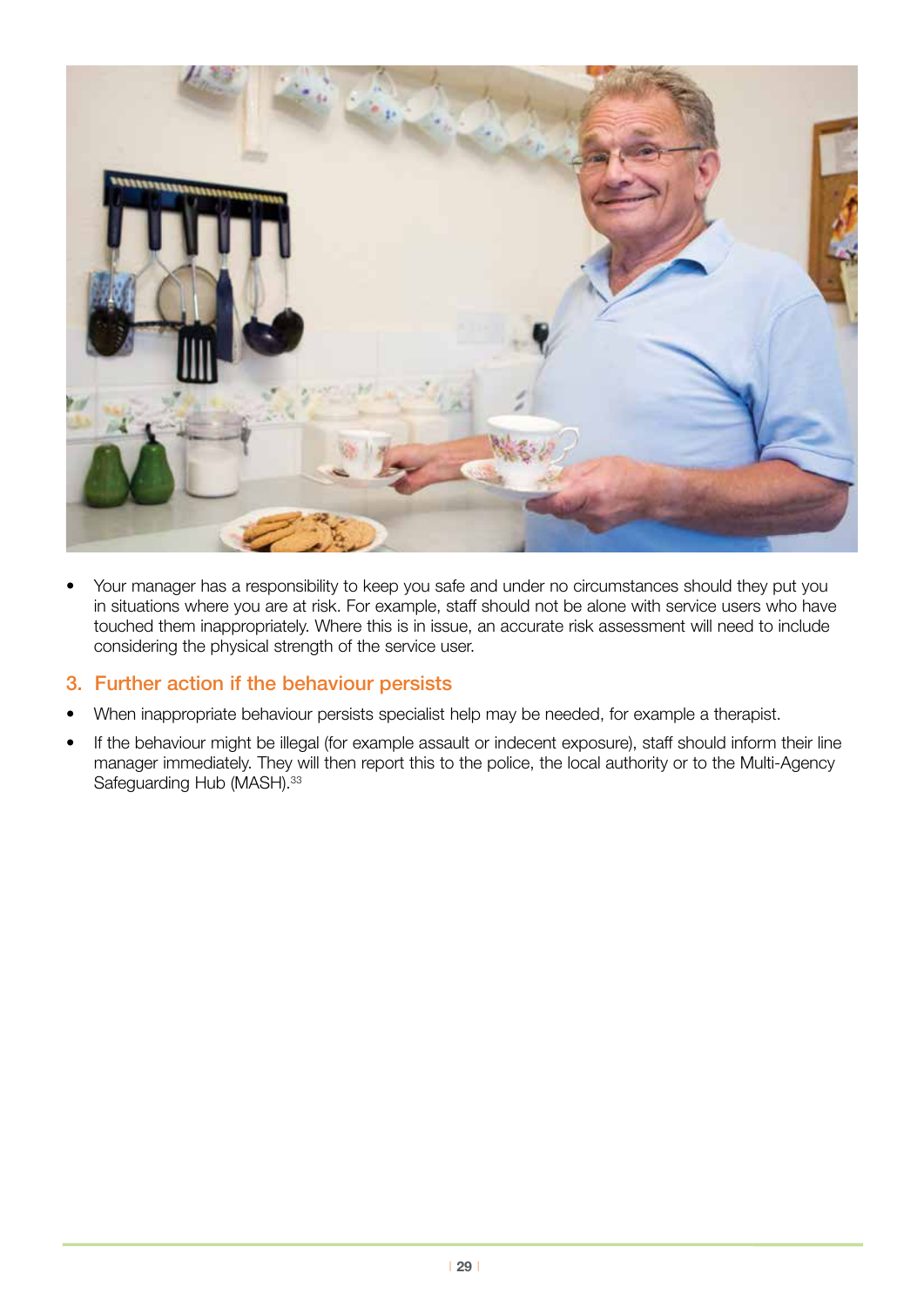- Your manager has a responsibility to keep you safe and under no circumstances should they put you in situations where you are at risk. For example, staff should not be alone with service users who have touched them inappropriately. Where this is in issue, an accurate risk assessment will need to include considering the physical strength of the service user.

## 3. Further action if the behaviour persists

- When inappropriate behaviour persists specialist help may be needed, for example a therapist.
- If the behaviour might be illegal (for example assault or indecent exposure), staff should inform their line manager immediately. They will then report this to the police, the local authority or to the Multi-Agency Safeguarding Hub (MASH).[33]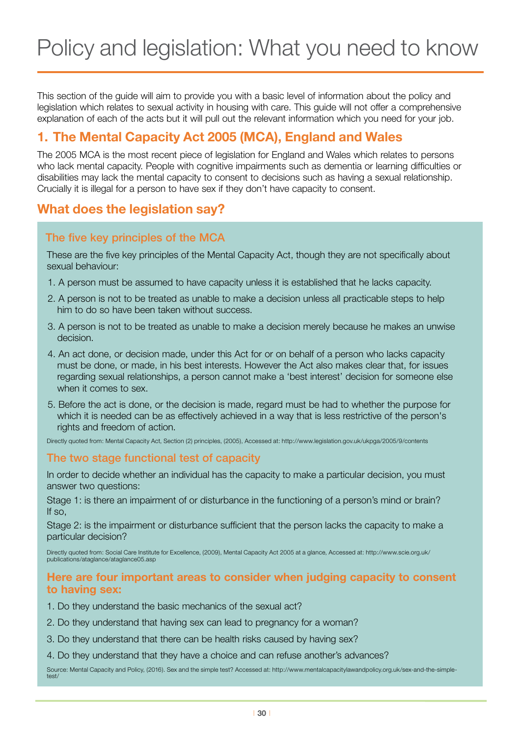# Policy and legislation: What you need to know

This section of the guide will aim to provide you with a basic level of information about the policy and legislation which relates to sexual activity in housing with care. This guide will not offer a comprehensive explanation of each of the acts but it will pull out the relevant information which you need for your job.

## 1. The Mental Capacity Act 2005 (MCA), England and Wales

The 2005 MCA is the most recent piece of legislation for England and Wales which relates to persons who lack mental capacity. People with cognitive impairments such as dementia or learning difficulties or disabilities may lack the mental capacity to consent to decisions such as having a sexual relationship. Crucially it is illegal for a person to have sex if they don't have capacity to consent.

## What does the legislation say?

### The five key principles of the MCA

These are the five key principles of the Mental Capacity Act, though they are not specifically about sexual behaviour:

1. A person must be assumed to have capacity unless it is established that he lacks capacity.
2. A person is not to be treated as unable to make a decision unless all practicable steps to help him to do so have been taken without success.
3. A person is not to be treated as unable to make a decision merely because he makes an unwise decision.
4. An act done, or decision made, under this Act for or on behalf of a person who lacks capacity must be done, or made, in his best interests. However the Act also makes clear that, for issues regarding sexual relationships, a person cannot make a 'best interest' decision for someone else when it comes to sex.
5. Before the act is done, or the decision is made, regard must be had to whether the purpose for which it is needed can be as effectively achieved in a way that is less restrictive of the person's rights and freedom of action.

Directly quoted from: Mental Capacity Act, Section (2) principles, (2005), Accessed at: http://www.legislation.gov.uk/ukpga/2005/9/contents

### The two stage functional test of capacity

In order to decide whether an individual has the capacity to make a particular decision, you must answer two questions:

Stage 1: is there an impairment of or disturbance in the functioning of a person's mind or brain? If so,

Stage 2: is the impairment or disturbance sufficient that the person lacks the capacity to make a particular decision?

Directly quoted from: Social Care Institute for Excellence, (2009), Mental Capacity Act 2005 at a glance, Accessed at: http://www.scie.org.uk/publications/ataglance/ataglance05.asp

### Here are four important areas to consider when judging capacity to consent to having sex:

1. Do they understand the basic mechanics of the sexual act?
2. Do they understand that having sex can lead to pregnancy for a woman?
3. Do they understand that there can be health risks caused by having sex?
4. Do they understand that they have a choice and can refuse another's advances?

Source: Mental Capacity and Policy, (2016). Sex and the simple test? Accessed at: http://www.mentalcapacitylawandpolicy.org.uk/sex-and-the-simple-test/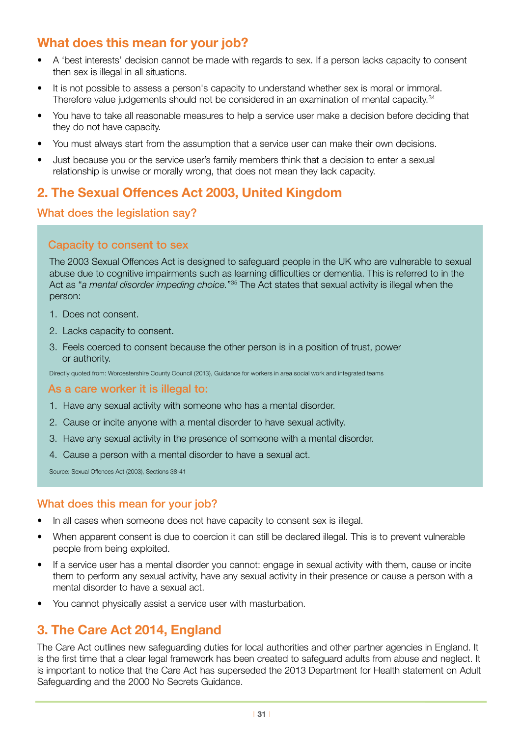## What does this mean for your job?

- A 'best interests' decision cannot be made with regards to sex. If a person lacks capacity to consent then sex is illegal in all situations.
- It is not possible to assess a person's capacity to understand whether sex is moral or immoral. Therefore value judgements should not be considered in an examination of mental capacity.[34]
- You have to take all reasonable measures to help a service user make a decision before deciding that they do not have capacity.
- You must always start from the assumption that a service user can make their own decisions.
- Just because you or the service user's family members think that a decision to enter a sexual relationship is unwise or morally wrong, that does not mean they lack capacity.

## 2. The Sexual Offences Act 2003, United Kingdom

### What does the legislation say?

#### Capacity to consent to sex

The 2003 Sexual Offences Act is designed to safeguard people in the UK who are vulnerable to sexual abuse due to cognitive impairments such as learning difficulties or dementia. This is referred to in the Act as "*a mental disorder impeding choice.*"[35] The Act states that sexual activity is illegal when the person:

1. Does not consent.
2. Lacks capacity to consent.
3. Feels coerced to consent because the other person is in a position of trust, power or authority.

Directly quoted from: Worcestershire County Council (2013), Guidance for workers in area social work and integrated teams

#### As a care worker it is illegal to:

1. Have any sexual activity with someone who has a mental disorder.
2. Cause or incite anyone with a mental disorder to have sexual activity.
3. Have any sexual activity in the presence of someone with a mental disorder.
4. Cause a person with a mental disorder to have a sexual act.

Source: Sexual Offences Act (2003), Sections 38-41

### What does this mean for your job?

- In all cases when someone does not have capacity to consent sex is illegal.
- When apparent consent is due to coercion it can still be declared illegal. This is to prevent vulnerable people from being exploited.
- If a service user has a mental disorder you cannot: engage in sexual activity with them, cause or incite them to perform any sexual activity, have any sexual activity in their presence or cause a person with a mental disorder to have a sexual act.
- You cannot physically assist a service user with masturbation.

## 3. The Care Act 2014, England

The Care Act outlines new safeguarding duties for local authorities and other partner agencies in England. It is the first time that a clear legal framework has been created to safeguard adults from abuse and neglect. It is important to notice that the Care Act has superseded the 2013 Department for Health statement on Adult Safeguarding and the 2000 No Secrets Guidance.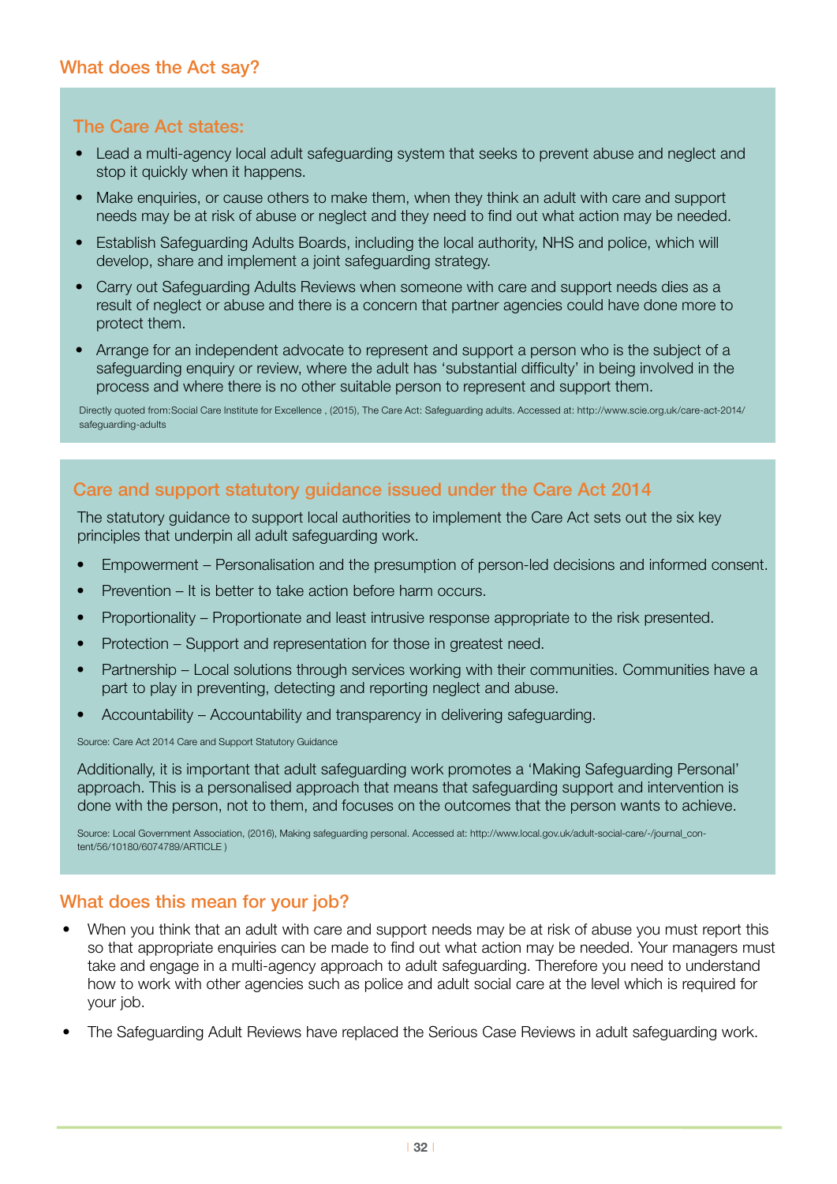## What does the Act say?

### The Care Act states:

- Lead a multi-agency local adult safeguarding system that seeks to prevent abuse and neglect and stop it quickly when it happens.
- Make enquiries, or cause others to make them, when they think an adult with care and support needs may be at risk of abuse or neglect and they need to find out what action may be needed.
- Establish Safeguarding Adults Boards, including the local authority, NHS and police, which will develop, share and implement a joint safeguarding strategy.
- Carry out Safeguarding Adults Reviews when someone with care and support needs dies as a result of neglect or abuse and there is a concern that partner agencies could have done more to protect them.
- Arrange for an independent advocate to represent and support a person who is the subject of a safeguarding enquiry or review, where the adult has 'substantial difficulty' in being involved in the process and where there is no other suitable person to represent and support them.

Directly quoted from:Social Care Institute for Excellence , (2015), The Care Act: Safeguarding adults. Accessed at: http://www.scie.org.uk/care-act-2014/safeguarding-adults

### Care and support statutory guidance issued under the Care Act 2014

The statutory guidance to support local authorities to implement the Care Act sets out the six key principles that underpin all adult safeguarding work.

- Empowerment – Personalisation and the presumption of person-led decisions and informed consent.
- Prevention – It is better to take action before harm occurs.
- Proportionality – Proportionate and least intrusive response appropriate to the risk presented.
- Protection – Support and representation for those in greatest need.
- Partnership – Local solutions through services working with their communities. Communities have a part to play in preventing, detecting and reporting neglect and abuse.
- Accountability – Accountability and transparency in delivering safeguarding.

Source: Care Act 2014 Care and Support Statutory Guidance

Additionally, it is important that adult safeguarding work promotes a 'Making Safeguarding Personal' approach. This is a personalised approach that means that safeguarding support and intervention is done with the person, not to them, and focuses on the outcomes that the person wants to achieve.

Source: Local Government Association, (2016), Making safeguarding personal. Accessed at: http://www.local.gov.uk/adult-social-care/-/journal_content/56/10180/6074789/ARTICLE )

## What does this mean for your job?

- When you think that an adult with care and support needs may be at risk of abuse you must report this so that appropriate enquiries can be made to find out what action may be needed. Your managers must take and engage in a multi-agency approach to adult safeguarding. Therefore you need to understand how to work with other agencies such as police and adult social care at the level which is required for your job.
- The Safeguarding Adult Reviews have replaced the Serious Case Reviews in adult safeguarding work.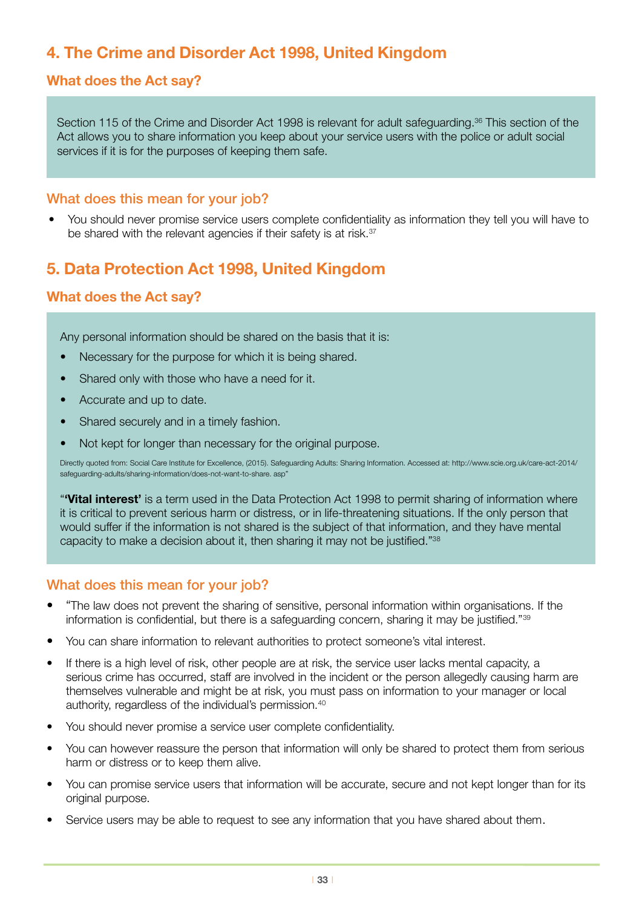## 4. The Crime and Disorder Act 1998, United Kingdom

### What does the Act say?

Section 115 of the Crime and Disorder Act 1998 is relevant for adult safeguarding.[36] This section of the Act allows you to share information you keep about your service users with the police or adult social services if it is for the purposes of keeping them safe.

### What does this mean for your job?

- You should never promise service users complete confidentiality as information they tell you will have to be shared with the relevant agencies if their safety is at risk.[37]

## 5. Data Protection Act 1998, United Kingdom

### What does the Act say?

Any personal information should be shared on the basis that it is:

- Necessary for the purpose for which it is being shared.
- Shared only with those who have a need for it.
- Accurate and up to date.
- Shared securely and in a timely fashion.
- Not kept for longer than necessary for the original purpose.

Directly quoted from: Social Care Institute for Excellence, (2015). Safeguarding Adults: Sharing Information. Accessed at: http://www.scie.org.uk/care-act-2014/safeguarding-adults/sharing-information/does-not-want-to-share. asp"

"**'Vital interest'** is a term used in the Data Protection Act 1998 to permit sharing of information where it is critical to prevent serious harm or distress, or in life-threatening situations. If the only person that would suffer if the information is not shared is the subject of that information, and they have mental capacity to make a decision about it, then sharing it may not be justified."[38]

### What does this mean for your job?

- "The law does not prevent the sharing of sensitive, personal information within organisations. If the information is confidential, but there is a safeguarding concern, sharing it may be justified."[39]
- You can share information to relevant authorities to protect someone's vital interest.
- If there is a high level of risk, other people are at risk, the service user lacks mental capacity, a serious crime has occurred, staff are involved in the incident or the person allegedly causing harm are themselves vulnerable and might be at risk, you must pass on information to your manager or local authority, regardless of the individual's permission.[40]
- You should never promise a service user complete confidentiality.
- You can however reassure the person that information will only be shared to protect them from serious harm or distress or to keep them alive.
- You can promise service users that information will be accurate, secure and not kept longer than for its original purpose.
- Service users may be able to request to see any information that you have shared about them.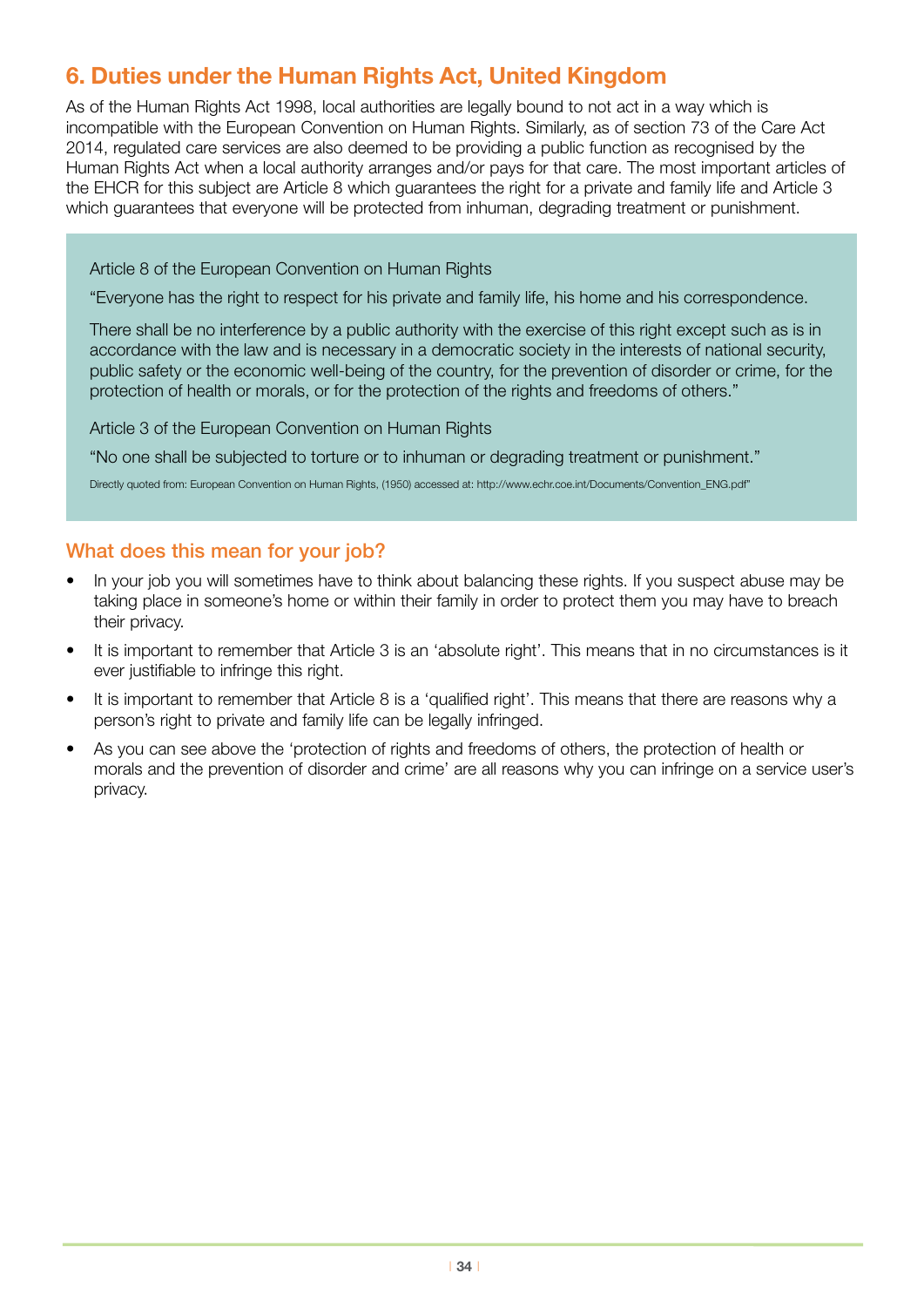## 6. Duties under the Human Rights Act, United Kingdom

As of the Human Rights Act 1998, local authorities are legally bound to not act in a way which is incompatible with the European Convention on Human Rights. Similarly, as of section 73 of the Care Act 2014, regulated care services are also deemed to be providing a public function as recognised by the Human Rights Act when a local authority arranges and/or pays for that care. The most important articles of the EHCR for this subject are Article 8 which guarantees the right for a private and family life and Article 3 which guarantees that everyone will be protected from inhuman, degrading treatment or punishment.

> Article 8 of the European Convention on Human Rights
>
> "Everyone has the right to respect for his private and family life, his home and his correspondence.
>
> There shall be no interference by a public authority with the exercise of this right except such as is in accordance with the law and is necessary in a democratic society in the interests of national security, public safety or the economic well-being of the country, for the prevention of disorder or crime, for the protection of health or morals, or for the protection of the rights and freedoms of others."
>
> Article 3 of the European Convention on Human Rights
>
> "No one shall be subjected to torture or to inhuman or degrading treatment or punishment."
>
> Directly quoted from: European Convention on Human Rights, (1950) accessed at: http://www.echr.coe.int/Documents/Convention_ENG.pdf"

### What does this mean for your job?

- In your job you will sometimes have to think about balancing these rights. If you suspect abuse may be taking place in someone's home or within their family in order to protect them you may have to breach their privacy.
- It is important to remember that Article 3 is an 'absolute right'. This means that in no circumstances is it ever justifiable to infringe this right.
- It is important to remember that Article 8 is a 'qualified right'. This means that there are reasons why a person's right to private and family life can be legally infringed.
- As you can see above the 'protection of rights and freedoms of others, the protection of health or morals and the prevention of disorder and crime' are all reasons why you can infringe on a service user's privacy.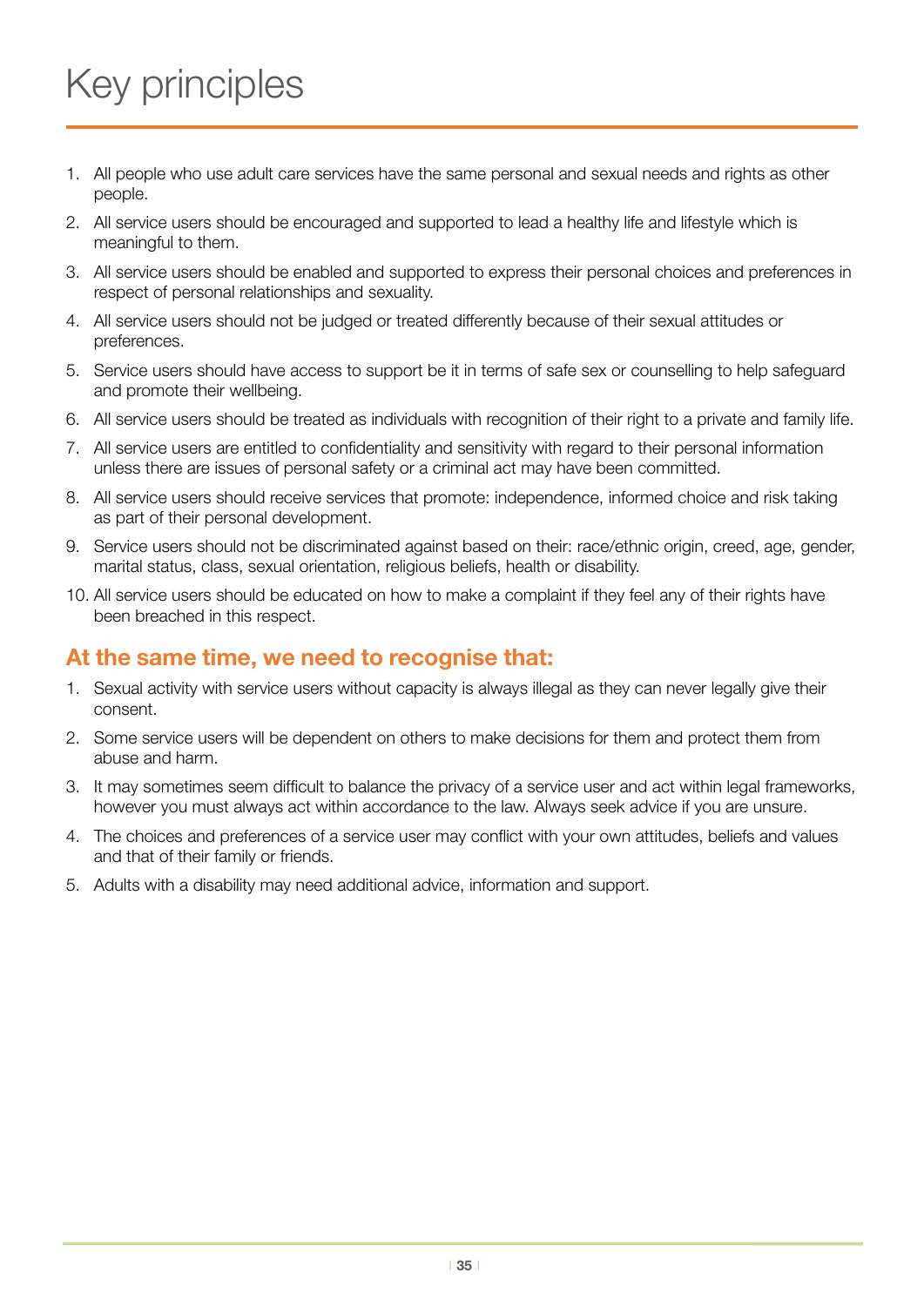# Key principles

1. All people who use adult care services have the same personal and sexual needs and rights as other people.
2. All service users should be encouraged and supported to lead a healthy life and lifestyle which is meaningful to them.
3. All service users should be enabled and supported to express their personal choices and preferences in respect of personal relationships and sexuality.
4. All service users should not be judged or treated differently because of their sexual attitudes or preferences.
5. Service users should have access to support be it in terms of safe sex or counselling to help safeguard and promote their wellbeing.
6. All service users should be treated as individuals with recognition of their right to a private and family life.
7. All service users are entitled to confidentiality and sensitivity with regard to their personal information unless there are issues of personal safety or a criminal act may have been committed.
8. All service users should receive services that promote: independence, informed choice and risk taking as part of their personal development.
9. Service users should not be discriminated against based on their: race/ethnic origin, creed, age, gender, marital status, class, sexual orientation, religious beliefs, health or disability.
10. All service users should be educated on how to make a complaint if they feel any of their rights have been breached in this respect.

## At the same time, we need to recognise that:

1. Sexual activity with service users without capacity is always illegal as they can never legally give their consent.
2. Some service users will be dependent on others to make decisions for them and protect them from abuse and harm.
3. It may sometimes seem difficult to balance the privacy of a service user and act within legal frameworks, however you must always act within accordance to the law. Always seek advice if you are unsure.
4. The choices and preferences of a service user may conflict with your own attitudes, beliefs and values and that of their family or friends.
5. Adults with a disability may need additional advice, information and support.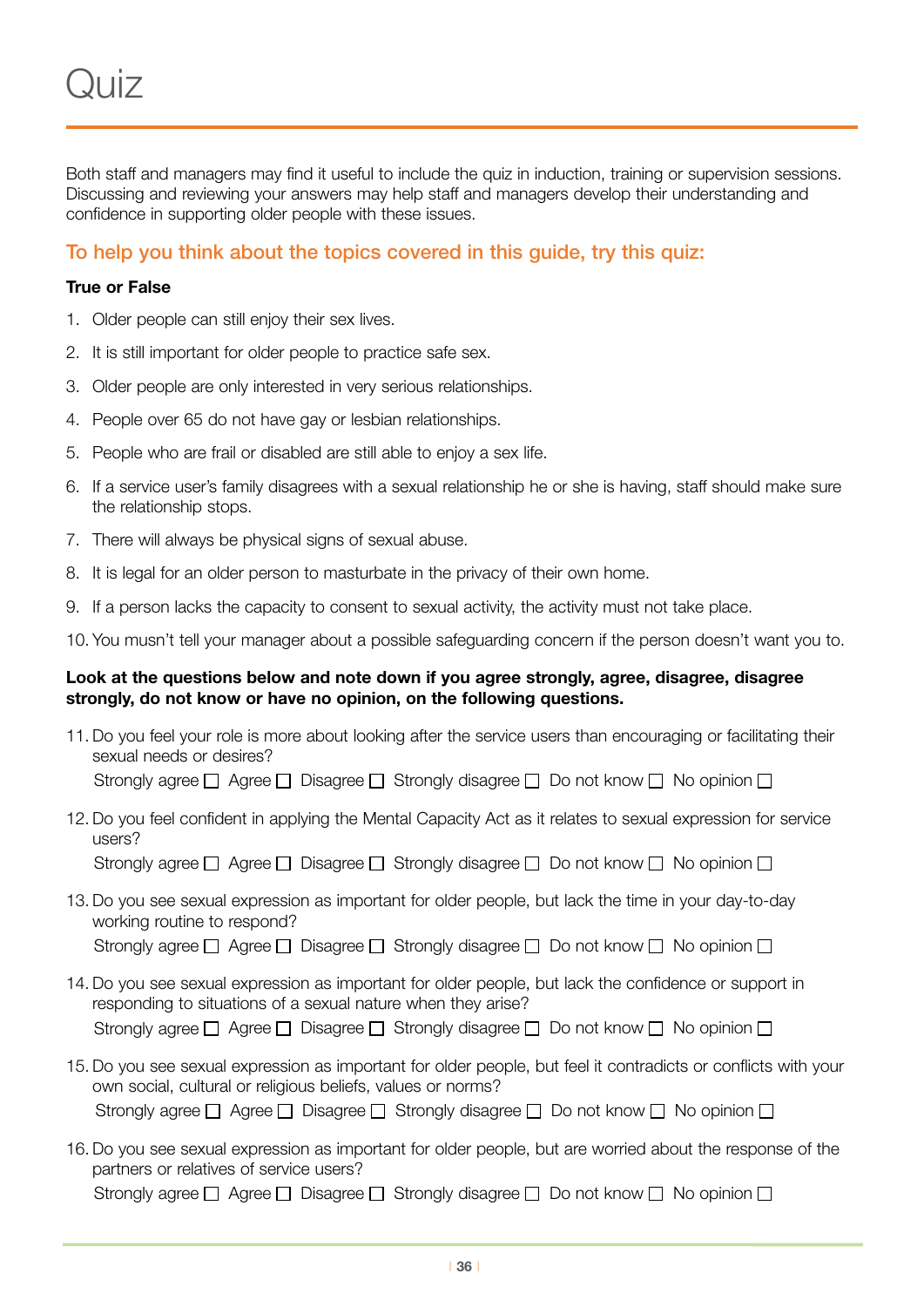# Quiz

Both staff and managers may find it useful to include the quiz in induction, training or supervision sessions. Discussing and reviewing your answers may help staff and managers develop their understanding and confidence in supporting older people with these issues.

## To help you think about the topics covered in this guide, try this quiz:

**True or False**

1. Older people can still enjoy their sex lives.
2. It is still important for older people to practice safe sex.
3. Older people are only interested in very serious relationships.
4. People over 65 do not have gay or lesbian relationships.
5. People who are frail or disabled are still able to enjoy a sex life.
6. If a service user's family disagrees with a sexual relationship he or she is having, staff should make sure the relationship stops.
7. There will always be physical signs of sexual abuse.
8. It is legal for an older person to masturbate in the privacy of their own home.
9. If a person lacks the capacity to consent to sexual activity, the activity must not take place.
10. You musn't tell your manager about a possible safeguarding concern if the person doesn't want you to.

**Look at the questions below and note down if you agree strongly, agree, disagree, disagree strongly, do not know or have no opinion, on the following questions.**

11. Do you feel your role is more about looking after the service users than encouraging or facilitating their sexual needs or desires?
    Strongly agree ☐ Agree ☐ Disagree ☐ Strongly disagree ☐ Do not know ☐ No opinion ☐
12. Do you feel confident in applying the Mental Capacity Act as it relates to sexual expression for service users?
    Strongly agree ☐ Agree ☐ Disagree ☐ Strongly disagree ☐ Do not know ☐ No opinion ☐
13. Do you see sexual expression as important for older people, but lack the time in your day-to-day working routine to respond?
    Strongly agree ☐ Agree ☐ Disagree ☐ Strongly disagree ☐ Do not know ☐ No opinion ☐
14. Do you see sexual expression as important for older people, but lack the confidence or support in responding to situations of a sexual nature when they arise?
    Strongly agree ☐ Agree ☐ Disagree ☐ Strongly disagree ☐ Do not know ☐ No opinion ☐
15. Do you see sexual expression as important for older people, but feel it contradicts or conflicts with your own social, cultural or religious beliefs, values or norms?
    Strongly agree ☐ Agree ☐ Disagree ☐ Strongly disagree ☐ Do not know ☐ No opinion ☐
16. Do you see sexual expression as important for older people, but are worried about the response of the partners or relatives of service users?
    Strongly agree ☐ Agree ☐ Disagree ☐ Strongly disagree ☐ Do not know ☐ No opinion ☐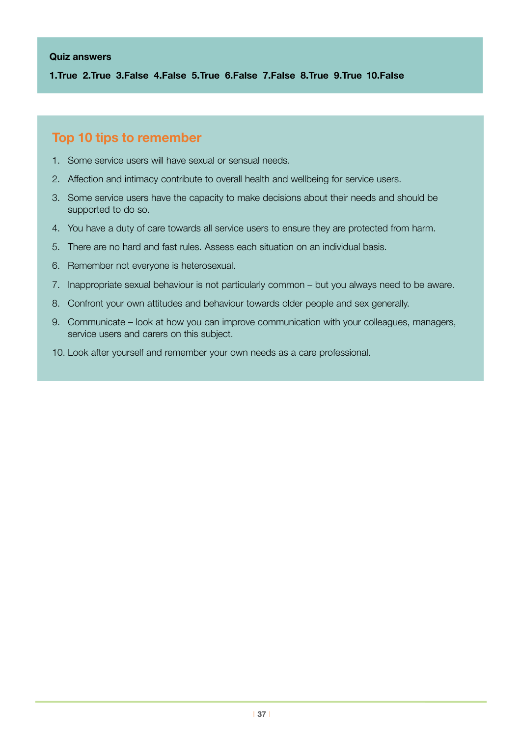**Quiz answers**

**1.True 2.True 3.False 4.False 5.True 6.False 7.False 8.True 9.True 10.False**

## Top 10 tips to remember

1. Some service users will have sexual or sensual needs.
2. Affection and intimacy contribute to overall health and wellbeing for service users.
3. Some service users have the capacity to make decisions about their needs and should be supported to do so.
4. You have a duty of care towards all service users to ensure they are protected from harm.
5. There are no hard and fast rules. Assess each situation on an individual basis.
6. Remember not everyone is heterosexual.
7. Inappropriate sexual behaviour is not particularly common – but you always need to be aware.
8. Confront your own attitudes and behaviour towards older people and sex generally.
9. Communicate – look at how you can improve communication with your colleagues, managers, service users and carers on this subject.
10. Look after yourself and remember your own needs as a care professional.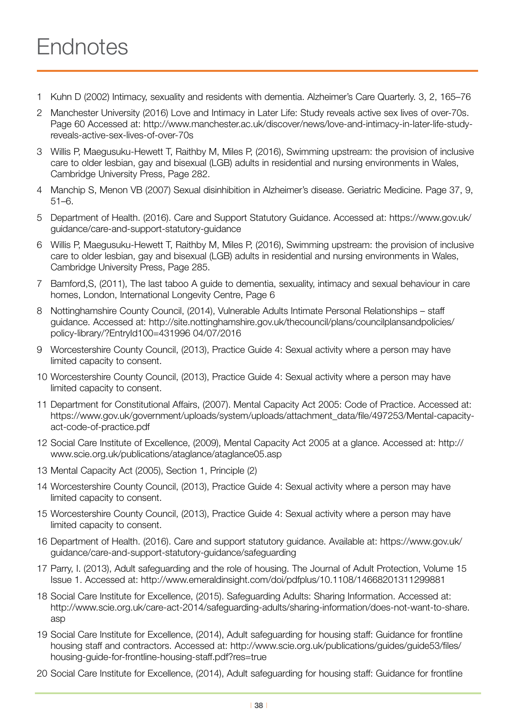# Endnotes

1. Kuhn D (2002) Intimacy, sexuality and residents with dementia. Alzheimer's Care Quarterly. 3, 2, 165–76
2. Manchester University (2016) Love and Intimacy in Later Life: Study reveals active sex lives of over-70s. Page 60 Accessed at: http://www.manchester.ac.uk/discover/news/love-and-intimacy-in-later-life-study-reveals-active-sex-lives-of-over-70s
3. Willis P, Maegusuku-Hewett T, Raithby M, Miles P, (2016), Swimming upstream: the provision of inclusive care to older lesbian, gay and bisexual (LGB) adults in residential and nursing environments in Wales, Cambridge University Press, Page 282.
4. Manchip S, Menon VB (2007) Sexual disinhibition in Alzheimer's disease. Geriatric Medicine. Page 37, 9, 51–6.
5. Department of Health. (2016). Care and Support Statutory Guidance. Accessed at: https://www.gov.uk/guidance/care-and-support-statutory-guidance
6. Willis P, Maegusuku-Hewett T, Raithby M, Miles P, (2016), Swimming upstream: the provision of inclusive care to older lesbian, gay and bisexual (LGB) adults in residential and nursing environments in Wales, Cambridge University Press, Page 285.
7. Bamford,S, (2011), The last taboo A guide to dementia, sexuality, intimacy and sexual behaviour in care homes, London, International Longevity Centre, Page 6
8. Nottinghamshire County Council, (2014), Vulnerable Adults Intimate Personal Relationships – staff guidance. Accessed at: http://site.nottinghamshire.gov.uk/thecouncil/plans/councilplansandpolicies/policy-library/?EntryId100=431996 04/07/2016
9. Worcestershire County Council, (2013), Practice Guide 4: Sexual activity where a person may have limited capacity to consent.
10. Worcestershire County Council, (2013), Practice Guide 4: Sexual activity where a person may have limited capacity to consent.
11. Department for Constitutional Affairs, (2007). Mental Capacity Act 2005: Code of Practice. Accessed at: https://www.gov.uk/government/uploads/system/uploads/attachment_data/file/497253/Mental-capacity-act-code-of-practice.pdf
12. Social Care Institute of Excellence, (2009), Mental Capacity Act 2005 at a glance. Accessed at: http://www.scie.org.uk/publications/ataglance/ataglance05.asp
13. Mental Capacity Act (2005), Section 1, Principle (2)
14. Worcestershire County Council, (2013), Practice Guide 4: Sexual activity where a person may have limited capacity to consent.
15. Worcestershire County Council, (2013), Practice Guide 4: Sexual activity where a person may have limited capacity to consent.
16. Department of Health. (2016). Care and support statutory guidance. Available at: https://www.gov.uk/guidance/care-and-support-statutory-guidance/safeguarding
17. Parry, I. (2013), Adult safeguarding and the role of housing. The Journal of Adult Protection, Volume 15 Issue 1. Accessed at: http://www.emeraldinsight.com/doi/pdfplus/10.1108/14668201311299881
18. Social Care Institute for Excellence, (2015). Safeguarding Adults: Sharing Information. Accessed at: http://www.scie.org.uk/care-act-2014/safeguarding-adults/sharing-information/does-not-want-to-share.asp
19. Social Care Institute for Excellence, (2014), Adult safeguarding for housing staff: Guidance for frontline housing staff and contractors. Accessed at: http://www.scie.org.uk/publications/guides/guide53/files/housing-guide-for-frontline-housing-staff.pdf?res=true
20. Social Care Institute for Excellence, (2014), Adult safeguarding for housing staff: Guidance for frontline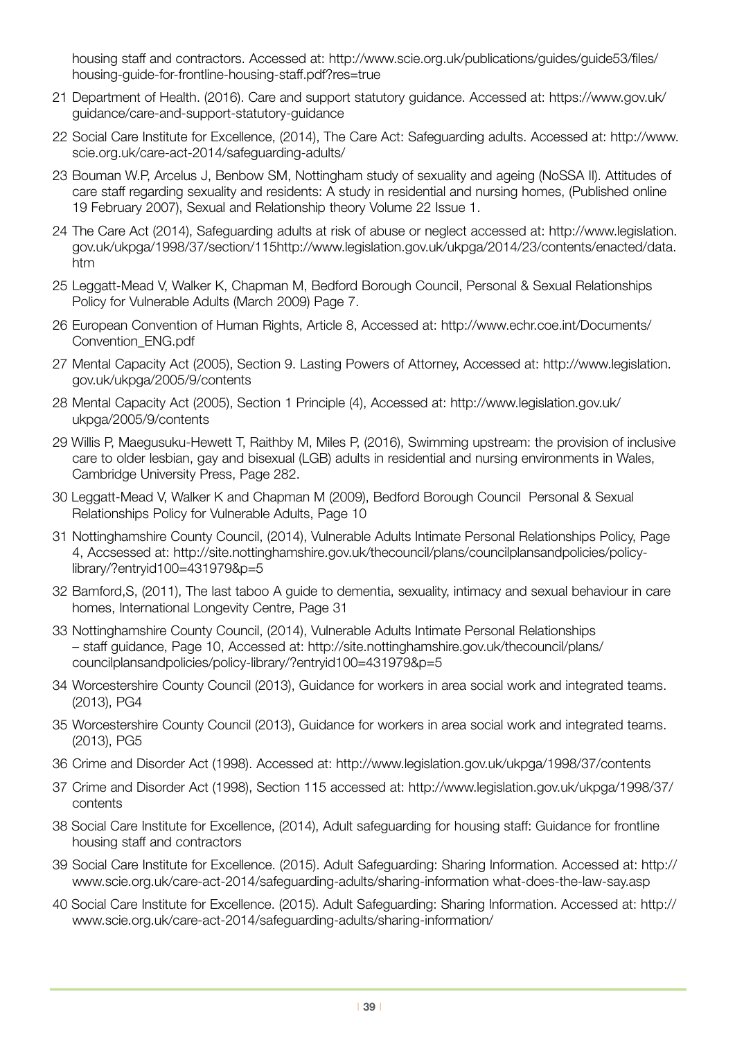housing staff and contractors. Accessed at: http://www.scie.org.uk/publications/guides/guide53/files/housing-guide-for-frontline-housing-staff.pdf?res=true

21 Department of Health. (2016). Care and support statutory guidance. Accessed at: https://www.gov.uk/guidance/care-and-support-statutory-guidance

22 Social Care Institute for Excellence, (2014), The Care Act: Safeguarding adults. Accessed at: http://www.scie.org.uk/care-act-2014/safeguarding-adults/

23 Bouman W.P, Arcelus J, Benbow SM, Nottingham study of sexuality and ageing (NoSSA II). Attitudes of care staff regarding sexuality and residents: A study in residential and nursing homes, (Published online 19 February 2007), Sexual and Relationship theory Volume 22 Issue 1.

24 The Care Act (2014), Safeguarding adults at risk of abuse or neglect accessed at: http://www.legislation.gov.uk/ukpga/1998/37/section/115http://www.legislation.gov.uk/ukpga/2014/23/contents/enacted/data.htm

25 Leggatt-Mead V, Walker K, Chapman M, Bedford Borough Council, Personal & Sexual Relationships Policy for Vulnerable Adults (March 2009) Page 7.

26 European Convention of Human Rights, Article 8, Accessed at: http://www.echr.coe.int/Documents/Convention_ENG.pdf

27 Mental Capacity Act (2005), Section 9. Lasting Powers of Attorney, Accessed at: http://www.legislation.gov.uk/ukpga/2005/9/contents

28 Mental Capacity Act (2005), Section 1 Principle (4), Accessed at: http://www.legislation.gov.uk/ukpga/2005/9/contents

29 Willis P, Maegusuku-Hewett T, Raithby M, Miles P, (2016), Swimming upstream: the provision of inclusive care to older lesbian, gay and bisexual (LGB) adults in residential and nursing environments in Wales, Cambridge University Press, Page 282.

30 Leggatt-Mead V, Walker K and Chapman M (2009), Bedford Borough Council Personal & Sexual Relationships Policy for Vulnerable Adults, Page 10

31 Nottinghamshire County Council, (2014), Vulnerable Adults Intimate Personal Relationships Policy, Page 4, Accsessed at: http://site.nottinghamshire.gov.uk/thecouncil/plans/councilplansandpolicies/policy-library/?entryid100=431979&p=5

32 Bamford,S, (2011), The last taboo A guide to dementia, sexuality, intimacy and sexual behaviour in care homes, International Longevity Centre, Page 31

33 Nottinghamshire County Council, (2014), Vulnerable Adults Intimate Personal Relationships – staff guidance, Page 10, Accessed at: http://site.nottinghamshire.gov.uk/thecouncil/plans/councilplansandpolicies/policy-library/?entryid100=431979&p=5

34 Worcestershire County Council (2013), Guidance for workers in area social work and integrated teams. (2013), PG4

35 Worcestershire County Council (2013), Guidance for workers in area social work and integrated teams. (2013), PG5

36 Crime and Disorder Act (1998). Accessed at: http://www.legislation.gov.uk/ukpga/1998/37/contents

37 Crime and Disorder Act (1998), Section 115 accessed at: http://www.legislation.gov.uk/ukpga/1998/37/contents

38 Social Care Institute for Excellence, (2014), Adult safeguarding for housing staff: Guidance for frontline housing staff and contractors

39 Social Care Institute for Excellence. (2015). Adult Safeguarding: Sharing Information. Accessed at: http://www.scie.org.uk/care-act-2014/safeguarding-adults/sharing-information what-does-the-law-say.asp

40 Social Care Institute for Excellence. (2015). Adult Safeguarding: Sharing Information. Accessed at: http://www.scie.org.uk/care-act-2014/safeguarding-adults/sharing-information/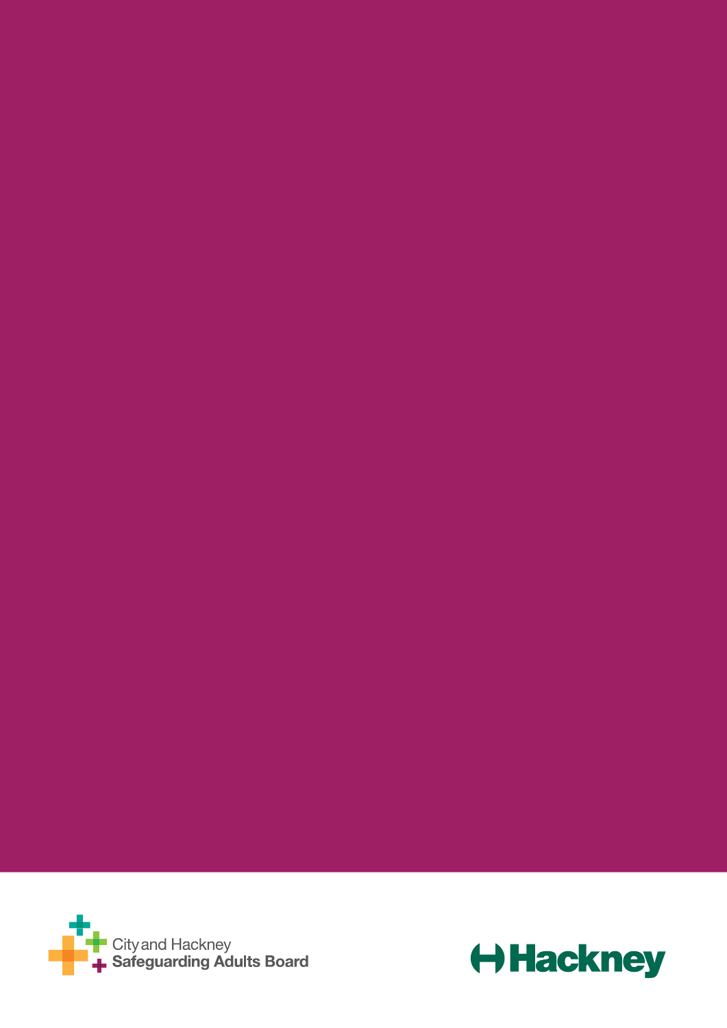City and Hackney
Safeguarding Adults Board

Hackney